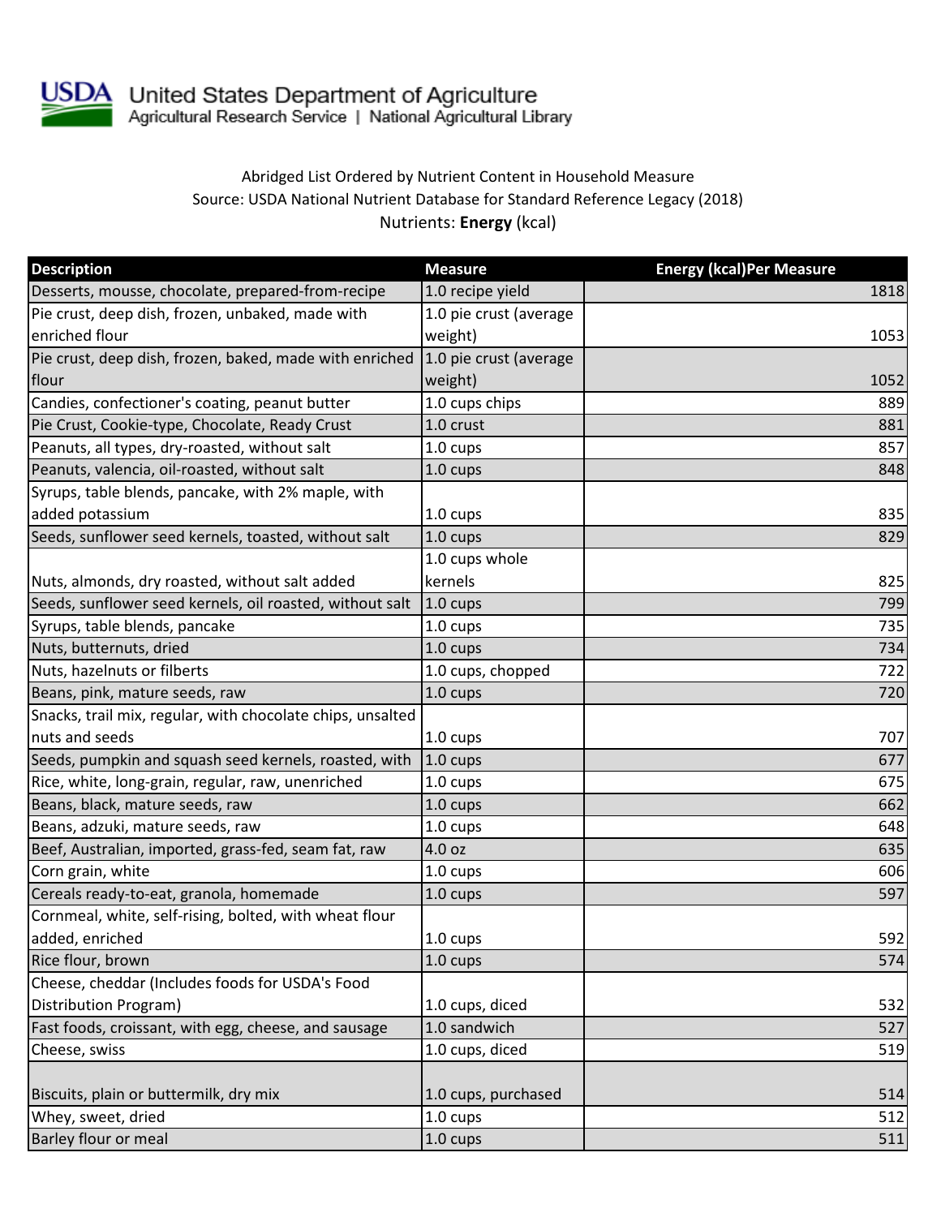United States Department of Agriculture
Agricultural Research Service | National Agricultural Library

Abridged List Ordered by Nutrient Content in Household Measure
Source: USDA National Nutrient Database for Standard Reference Legacy (2018)
Nutrients: **Energy** (kcal)

| Description | Measure | Energy (kcal)Per Measure |
|---|---|---|
| Desserts, mousse, chocolate, prepared-from-recipe | 1.0 recipe yield | 1818 |
| Pie crust, deep dish, frozen, unbaked, made with enriched flour | 1.0 pie crust (average weight) | 1053 |
| Pie crust, deep dish, frozen, baked, made with enriched flour | 1.0 pie crust (average weight) | 1052 |
| Candies, confectioner's coating, peanut butter | 1.0 cups chips | 889 |
| Pie Crust, Cookie-type, Chocolate, Ready Crust | 1.0 crust | 881 |
| Peanuts, all types, dry-roasted, without salt | 1.0 cups | 857 |
| Peanuts, valencia, oil-roasted, without salt | 1.0 cups | 848 |
| Syrups, table blends, pancake, with 2% maple, with added potassium | 1.0 cups | 835 |
| Seeds, sunflower seed kernels, toasted, without salt | 1.0 cups | 829 |
| Nuts, almonds, dry roasted, without salt added | 1.0 cups whole kernels | 825 |
| Seeds, sunflower seed kernels, oil roasted, without salt | 1.0 cups | 799 |
| Syrups, table blends, pancake | 1.0 cups | 735 |
| Nuts, butternuts, dried | 1.0 cups | 734 |
| Nuts, hazelnuts or filberts | 1.0 cups, chopped | 722 |
| Beans, pink, mature seeds, raw | 1.0 cups | 720 |
| Snacks, trail mix, regular, with chocolate chips, unsalted nuts and seeds | 1.0 cups | 707 |
| Seeds, pumpkin and squash seed kernels, roasted, with | 1.0 cups | 677 |
| Rice, white, long-grain, regular, raw, unenriched | 1.0 cups | 675 |
| Beans, black, mature seeds, raw | 1.0 cups | 662 |
| Beans, adzuki, mature seeds, raw | 1.0 cups | 648 |
| Beef, Australian, imported, grass-fed, seam fat, raw | 4.0 oz | 635 |
| Corn grain, white | 1.0 cups | 606 |
| Cereals ready-to-eat, granola, homemade | 1.0 cups | 597 |
| Cornmeal, white, self-rising, bolted, with wheat flour added, enriched | 1.0 cups | 592 |
| Rice flour, brown | 1.0 cups | 574 |
| Cheese, cheddar (Includes foods for USDA's Food Distribution Program) | 1.0 cups, diced | 532 |
| Fast foods, croissant, with egg, cheese, and sausage | 1.0 sandwich | 527 |
| Cheese, swiss | 1.0 cups, diced | 519 |
| Biscuits, plain or buttermilk, dry mix | 1.0 cups, purchased | 514 |
| Whey, sweet, dried | 1.0 cups | 512 |
| Barley flour or meal | 1.0 cups | 511 |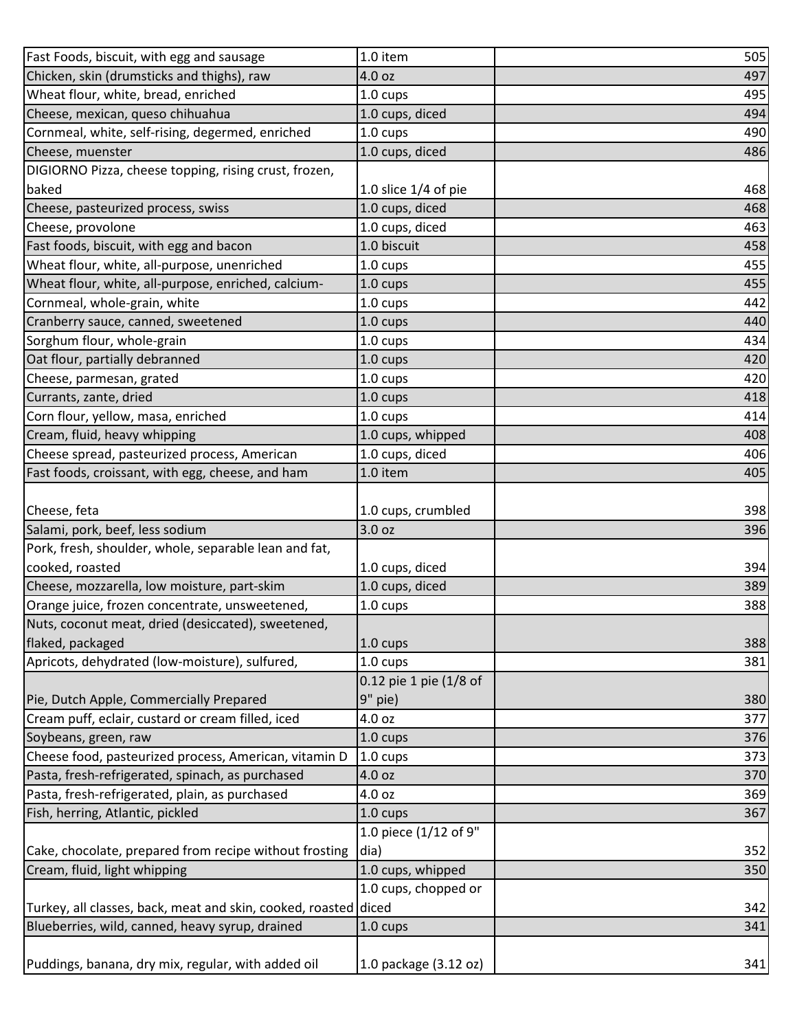| | | |
|---|---|---|
| Fast Foods, biscuit, with egg and sausage | 1.0 item | 505 |
| Chicken, skin (drumsticks and thighs), raw | 4.0 oz | 497 |
| Wheat flour, white, bread, enriched | 1.0 cups | 495 |
| Cheese, mexican, queso chihuahua | 1.0 cups, diced | 494 |
| Cornmeal, white, self-rising, degermed, enriched | 1.0 cups | 490 |
| Cheese, muenster | 1.0 cups, diced | 486 |
| DIGIORNO Pizza, cheese topping, rising crust, frozen, baked | 1.0 slice 1/4 of pie | 468 |
| Cheese, pasteurized process, swiss | 1.0 cups, diced | 468 |
| Cheese, provolone | 1.0 cups, diced | 463 |
| Fast foods, biscuit, with egg and bacon | 1.0 biscuit | 458 |
| Wheat flour, white, all-purpose, unenriched | 1.0 cups | 455 |
| Wheat flour, white, all-purpose, enriched, calcium- | 1.0 cups | 455 |
| Cornmeal, whole-grain, white | 1.0 cups | 442 |
| Cranberry sauce, canned, sweetened | 1.0 cups | 440 |
| Sorghum flour, whole-grain | 1.0 cups | 434 |
| Oat flour, partially debranned | 1.0 cups | 420 |
| Cheese, parmesan, grated | 1.0 cups | 420 |
| Currants, zante, dried | 1.0 cups | 418 |
| Corn flour, yellow, masa, enriched | 1.0 cups | 414 |
| Cream, fluid, heavy whipping | 1.0 cups, whipped | 408 |
| Cheese spread, pasteurized process, American | 1.0 cups, diced | 406 |
| Fast foods, croissant, with egg, cheese, and ham | 1.0 item | 405 |
| Cheese, feta | 1.0 cups, crumbled | 398 |
| Salami, pork, beef, less sodium | 3.0 oz | 396 |
| Pork, fresh, shoulder, whole, separable lean and fat, cooked, roasted | 1.0 cups, diced | 394 |
| Cheese, mozzarella, low moisture, part-skim | 1.0 cups, diced | 389 |
| Orange juice, frozen concentrate, unsweetened, | 1.0 cups | 388 |
| Nuts, coconut meat, dried (desiccated), sweetened, flaked, packaged | 1.0 cups | 388 |
| Apricots, dehydrated (low-moisture), sulfured, | 1.0 cups | 381 |
| Pie, Dutch Apple, Commercially Prepared | 0.12 pie 1 pie (1/8 of 9" pie) | 380 |
| Cream puff, eclair, custard or cream filled, iced | 4.0 oz | 377 |
| Soybeans, green, raw | 1.0 cups | 376 |
| Cheese food, pasteurized process, American, vitamin D | 1.0 cups | 373 |
| Pasta, fresh-refrigerated, spinach, as purchased | 4.0 oz | 370 |
| Pasta, fresh-refrigerated, plain, as purchased | 4.0 oz | 369 |
| Fish, herring, Atlantic, pickled | 1.0 cups | 367 |
| Cake, chocolate, prepared from recipe without frosting | 1.0 piece (1/12 of 9" dia) | 352 |
| Cream, fluid, light whipping | 1.0 cups, whipped | 350 |
| Turkey, all classes, back, meat and skin, cooked, roasted | 1.0 cups, chopped or diced | 342 |
| Blueberries, wild, canned, heavy syrup, drained | 1.0 cups | 341 |
| Puddings, banana, dry mix, regular, with added oil | 1.0 package (3.12 oz) | 341 |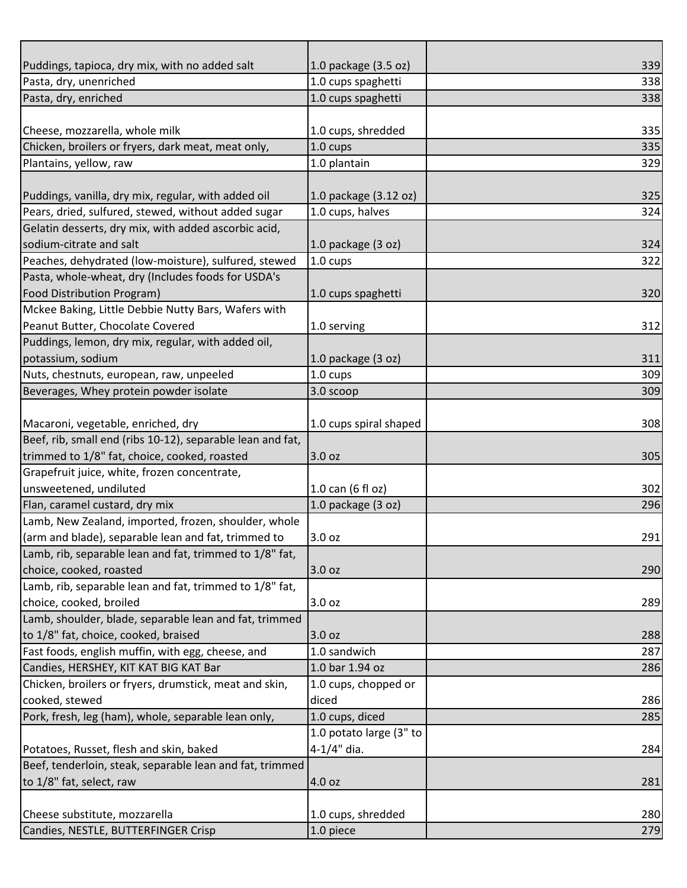| | | |
|---|---|---|
| Puddings, tapioca, dry mix, with no added salt | 1.0 package (3.5 oz) | 339 |
| Pasta, dry, unenriched | 1.0 cups spaghetti | 338 |
| Pasta, dry, enriched | 1.0 cups spaghetti | 338 |
| Cheese, mozzarella, whole milk | 1.0 cups, shredded | 335 |
| Chicken, broilers or fryers, dark meat, meat only, | 1.0 cups | 335 |
| Plantains, yellow, raw | 1.0 plantain | 329 |
| Puddings, vanilla, dry mix, regular, with added oil | 1.0 package (3.12 oz) | 325 |
| Pears, dried, sulfured, stewed, without added sugar | 1.0 cups, halves | 324 |
| Gelatin desserts, dry mix, with added ascorbic acid, sodium-citrate and salt | 1.0 package (3 oz) | 324 |
| Peaches, dehydrated (low-moisture), sulfured, stewed | 1.0 cups | 322 |
| Pasta, whole-wheat, dry (Includes foods for USDA's Food Distribution Program) | 1.0 cups spaghetti | 320 |
| Mckee Baking, Little Debbie Nutty Bars, Wafers with Peanut Butter, Chocolate Covered | 1.0 serving | 312 |
| Puddings, lemon, dry mix, regular, with added oil, potassium, sodium | 1.0 package (3 oz) | 311 |
| Nuts, chestnuts, european, raw, unpeeled | 1.0 cups | 309 |
| Beverages, Whey protein powder isolate | 3.0 scoop | 309 |
| Macaroni, vegetable, enriched, dry | 1.0 cups spiral shaped | 308 |
| Beef, rib, small end (ribs 10-12), separable lean and fat, trimmed to 1/8" fat, choice, cooked, roasted | 3.0 oz | 305 |
| Grapefruit juice, white, frozen concentrate, unsweetened, undiluted | 1.0 can (6 fl oz) | 302 |
| Flan, caramel custard, dry mix | 1.0 package (3 oz) | 296 |
| Lamb, New Zealand, imported, frozen, shoulder, whole (arm and blade), separable lean and fat, trimmed to | 3.0 oz | 291 |
| Lamb, rib, separable lean and fat, trimmed to 1/8" fat, choice, cooked, roasted | 3.0 oz | 290 |
| Lamb, rib, separable lean and fat, trimmed to 1/8" fat, choice, cooked, broiled | 3.0 oz | 289 |
| Lamb, shoulder, blade, separable lean and fat, trimmed to 1/8" fat, choice, cooked, braised | 3.0 oz | 288 |
| Fast foods, english muffin, with egg, cheese, and | 1.0 sandwich | 287 |
| Candies, HERSHEY, KIT KAT BIG KAT Bar | 1.0 bar 1.94 oz | 286 |
| Chicken, broilers or fryers, drumstick, meat and skin, cooked, stewed | 1.0 cups, chopped or diced | 286 |
| Pork, fresh, leg (ham), whole, separable lean only, | 1.0 cups, diced | 285 |
| Potatoes, Russet, flesh and skin, baked | 1.0 potato large (3" to 4-1/4" dia. | 284 |
| Beef, tenderloin, steak, separable lean and fat, trimmed to 1/8" fat, select, raw | 4.0 oz | 281 |
| Cheese substitute, mozzarella | 1.0 cups, shredded | 280 |
| Candies, NESTLE, BUTTERFINGER Crisp | 1.0 piece | 279 |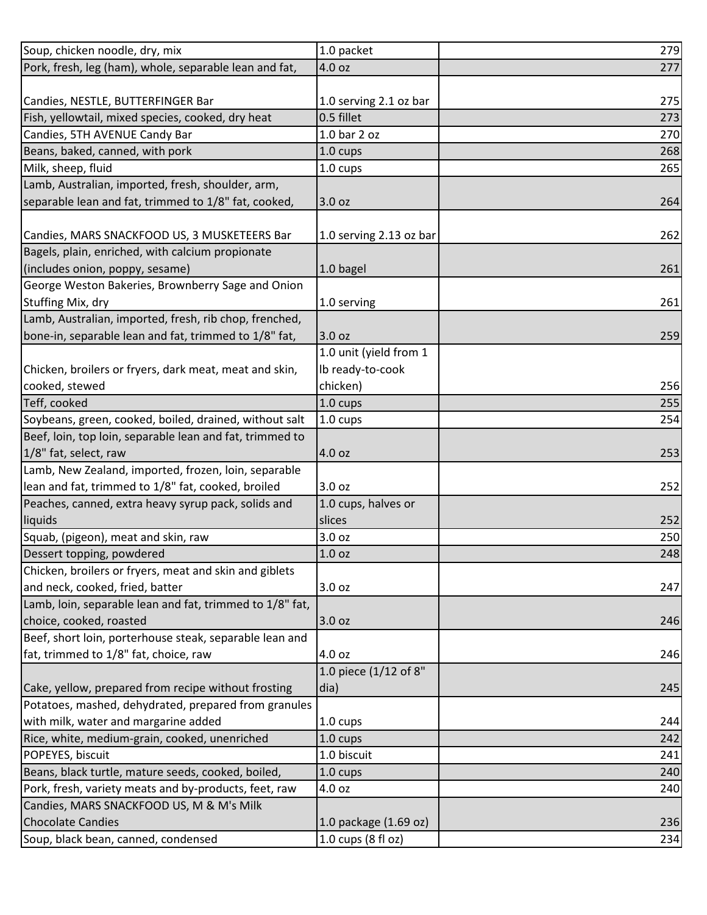| | | |
|---|---|---|
| Soup, chicken noodle, dry, mix | 1.0 packet | 279 |
| Pork, fresh, leg (ham), whole, separable lean and fat, | 4.0 oz | 277 |
| Candies, NESTLE, BUTTERFINGER Bar | 1.0 serving 2.1 oz bar | 275 |
| Fish, yellowtail, mixed species, cooked, dry heat | 0.5 fillet | 273 |
| Candies, 5TH AVENUE Candy Bar | 1.0 bar 2 oz | 270 |
| Beans, baked, canned, with pork | 1.0 cups | 268 |
| Milk, sheep, fluid | 1.0 cups | 265 |
| Lamb, Australian, imported, fresh, shoulder, arm, separable lean and fat, trimmed to 1/8" fat, cooked, | 3.0 oz | 264 |
| Candies, MARS SNACKFOOD US, 3 MUSKETEERS Bar | 1.0 serving 2.13 oz bar | 262 |
| Bagels, plain, enriched, with calcium propionate (includes onion, poppy, sesame) | 1.0 bagel | 261 |
| George Weston Bakeries, Brownberry Sage and Onion Stuffing Mix, dry | 1.0 serving | 261 |
| Lamb, Australian, imported, fresh, rib chop, frenched, bone-in, separable lean and fat, trimmed to 1/8" fat, | 3.0 oz | 259 |
| Chicken, broilers or fryers, dark meat, meat and skin, cooked, stewed | 1.0 unit (yield from 1 lb ready-to-cook chicken) | 256 |
| Teff, cooked | 1.0 cups | 255 |
| Soybeans, green, cooked, boiled, drained, without salt | 1.0 cups | 254 |
| Beef, loin, top loin, separable lean and fat, trimmed to 1/8" fat, select, raw | 4.0 oz | 253 |
| Lamb, New Zealand, imported, frozen, loin, separable lean and fat, trimmed to 1/8" fat, cooked, broiled | 3.0 oz | 252 |
| Peaches, canned, extra heavy syrup pack, solids and liquids | 1.0 cups, halves or slices | 252 |
| Squab, (pigeon), meat and skin, raw | 3.0 oz | 250 |
| Dessert topping, powdered | 1.0 oz | 248 |
| Chicken, broilers or fryers, meat and skin and giblets and neck, cooked, fried, batter | 3.0 oz | 247 |
| Lamb, loin, separable lean and fat, trimmed to 1/8" fat, choice, cooked, roasted | 3.0 oz | 246 |
| Beef, short loin, porterhouse steak, separable lean and fat, trimmed to 1/8" fat, choice, raw | 4.0 oz | 246 |
| Cake, yellow, prepared from recipe without frosting | 1.0 piece (1/12 of 8" dia) | 245 |
| Potatoes, mashed, dehydrated, prepared from granules with milk, water and margarine added | 1.0 cups | 244 |
| Rice, white, medium-grain, cooked, unenriched | 1.0 cups | 242 |
| POPEYES, biscuit | 1.0 biscuit | 241 |
| Beans, black turtle, mature seeds, cooked, boiled, | 1.0 cups | 240 |
| Pork, fresh, variety meats and by-products, feet, raw | 4.0 oz | 240 |
| Candies, MARS SNACKFOOD US, M & M's Milk Chocolate Candies | 1.0 package (1.69 oz) | 236 |
| Soup, black bean, canned, condensed | 1.0 cups (8 fl oz) | 234 |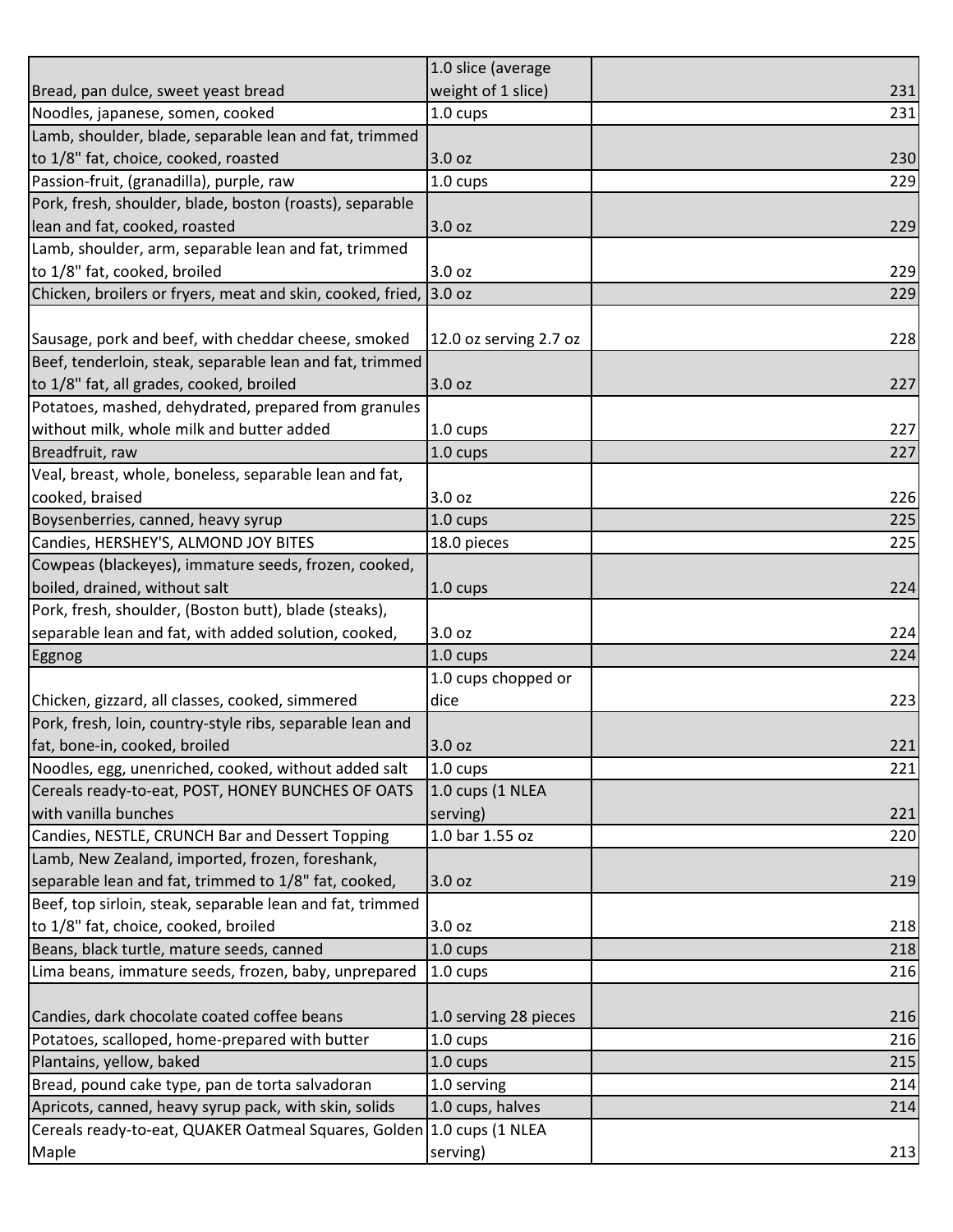| | | |
|---|---|---|
| Bread, pan dulce, sweet yeast bread | 1.0 slice (average weight of 1 slice) | 231 |
| Noodles, japanese, somen, cooked | 1.0 cups | 231 |
| Lamb, shoulder, blade, separable lean and fat, trimmed to 1/8" fat, choice, cooked, roasted | 3.0 oz | 230 |
| Passion-fruit, (granadilla), purple, raw | 1.0 cups | 229 |
| Pork, fresh, shoulder, blade, boston (roasts), separable lean and fat, cooked, roasted | 3.0 oz | 229 |
| Lamb, shoulder, arm, separable lean and fat, trimmed to 1/8" fat, cooked, broiled | 3.0 oz | 229 |
| Chicken, broilers or fryers, meat and skin, cooked, fried, | 3.0 oz | 229 |
| Sausage, pork and beef, with cheddar cheese, smoked | 12.0 oz serving 2.7 oz | 228 |
| Beef, tenderloin, steak, separable lean and fat, trimmed to 1/8" fat, all grades, cooked, broiled | 3.0 oz | 227 |
| Potatoes, mashed, dehydrated, prepared from granules without milk, whole milk and butter added | 1.0 cups | 227 |
| Breadfruit, raw | 1.0 cups | 227 |
| Veal, breast, whole, boneless, separable lean and fat, cooked, braised | 3.0 oz | 226 |
| Boysenberries, canned, heavy syrup | 1.0 cups | 225 |
| Candies, HERSHEY'S, ALMOND JOY BITES | 18.0 pieces | 225 |
| Cowpeas (blackeyes), immature seeds, frozen, cooked, boiled, drained, without salt | 1.0 cups | 224 |
| Pork, fresh, shoulder, (Boston butt), blade (steaks), separable lean and fat, with added solution, cooked, | 3.0 oz | 224 |
| Eggnog | 1.0 cups | 224 |
| Chicken, gizzard, all classes, cooked, simmered | 1.0 cups chopped or dice | 223 |
| Pork, fresh, loin, country-style ribs, separable lean and fat, bone-in, cooked, broiled | 3.0 oz | 221 |
| Noodles, egg, unenriched, cooked, without added salt | 1.0 cups | 221 |
| Cereals ready-to-eat, POST, HONEY BUNCHES OF OATS with vanilla bunches | 1.0 cups (1 NLEA serving) | 221 |
| Candies, NESTLE, CRUNCH Bar and Dessert Topping | 1.0 bar 1.55 oz | 220 |
| Lamb, New Zealand, imported, frozen, foreshank, separable lean and fat, trimmed to 1/8" fat, cooked, | 3.0 oz | 219 |
| Beef, top sirloin, steak, separable lean and fat, trimmed to 1/8" fat, choice, cooked, broiled | 3.0 oz | 218 |
| Beans, black turtle, mature seeds, canned | 1.0 cups | 218 |
| Lima beans, immature seeds, frozen, baby, unprepared | 1.0 cups | 216 |
| Candies, dark chocolate coated coffee beans | 1.0 serving 28 pieces | 216 |
| Potatoes, scalloped, home-prepared with butter | 1.0 cups | 216 |
| Plantains, yellow, baked | 1.0 cups | 215 |
| Bread, pound cake type, pan de torta salvadoran | 1.0 serving | 214 |
| Apricots, canned, heavy syrup pack, with skin, solids | 1.0 cups, halves | 214 |
| Cereals ready-to-eat, QUAKER Oatmeal Squares, Golden Maple | 1.0 cups (1 NLEA serving) | 213 |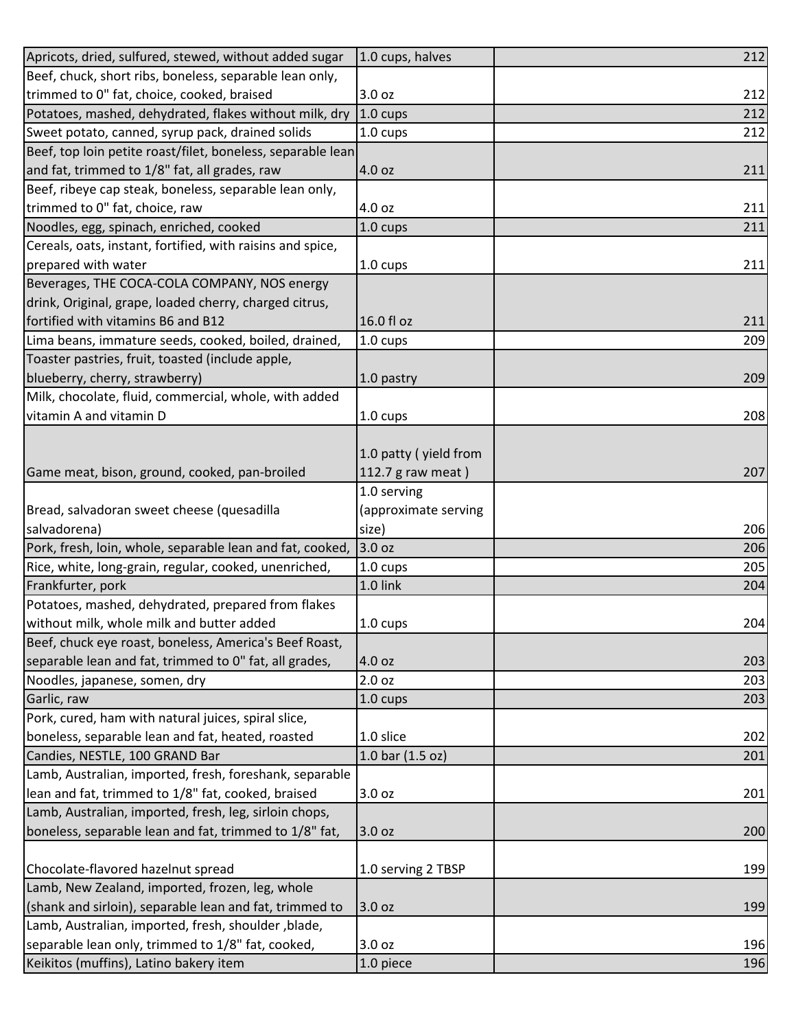| | | | |
|---|---|---|---|
| Apricots, dried, sulfured, stewed, without added sugar | 1.0 cups, halves | | 212 |
| Beef, chuck, short ribs, boneless, separable lean only, trimmed to 0" fat, choice, cooked, braised | 3.0 oz | | 212 |
| Potatoes, mashed, dehydrated, flakes without milk, dry | 1.0 cups | | 212 |
| Sweet potato, canned, syrup pack, drained solids | 1.0 cups | | 212 |
| Beef, top loin petite roast/filet, boneless, separable lean and fat, trimmed to 1/8" fat, all grades, raw | 4.0 oz | | 211 |
| Beef, ribeye cap steak, boneless, separable lean only, trimmed to 0" fat, choice, raw | 4.0 oz | | 211 |
| Noodles, egg, spinach, enriched, cooked | 1.0 cups | | 211 |
| Cereals, oats, instant, fortified, with raisins and spice, prepared with water | 1.0 cups | | 211 |
| Beverages, THE COCA-COLA COMPANY, NOS energy drink, Original, grape, loaded cherry, charged citrus, fortified with vitamins B6 and B12 | 16.0 fl oz | | 211 |
| Lima beans, immature seeds, cooked, boiled, drained, | 1.0 cups | | 209 |
| Toaster pastries, fruit, toasted (include apple, blueberry, cherry, strawberry) | 1.0 pastry | | 209 |
| Milk, chocolate, fluid, commercial, whole, with added vitamin A and vitamin D | 1.0 cups | | 208 |
| Game meat, bison, ground, cooked, pan-broiled | 1.0 patty ( yield from 112.7 g raw meat ) | | 207 |
| Bread, salvadoran sweet cheese (quesadilla salvadorena) | 1.0 serving (approximate serving size) | | 206 |
| Pork, fresh, loin, whole, separable lean and fat, cooked, | 3.0 oz | | 206 |
| Rice, white, long-grain, regular, cooked, unenriched, | 1.0 cups | | 205 |
| Frankfurter, pork | 1.0 link | | 204 |
| Potatoes, mashed, dehydrated, prepared from flakes without milk, whole milk and butter added | 1.0 cups | | 204 |
| Beef, chuck eye roast, boneless, America's Beef Roast, separable lean and fat, trimmed to 0" fat, all grades, | 4.0 oz | | 203 |
| Noodles, japanese, somen, dry | 2.0 oz | | 203 |
| Garlic, raw | 1.0 cups | | 203 |
| Pork, cured, ham with natural juices, spiral slice, boneless, separable lean and fat, heated, roasted | 1.0 slice | | 202 |
| Candies, NESTLE, 100 GRAND Bar | 1.0 bar (1.5 oz) | | 201 |
| Lamb, Australian, imported, fresh, foreshank, separable lean and fat, trimmed to 1/8" fat, cooked, braised | 3.0 oz | | 201 |
| Lamb, Australian, imported, fresh, leg, sirloin chops, boneless, separable lean and fat, trimmed to 1/8" fat, | 3.0 oz | | 200 |
| Chocolate-flavored hazelnut spread | 1.0 serving 2 TBSP | | 199 |
| Lamb, New Zealand, imported, frozen, leg, whole (shank and sirloin), separable lean and fat, trimmed to | 3.0 oz | | 199 |
| Lamb, Australian, imported, fresh, shoulder ,blade, separable lean only, trimmed to 1/8" fat, cooked, | 3.0 oz | | 196 |
| Keikitos (muffins), Latino bakery item | 1.0 piece | | 196 |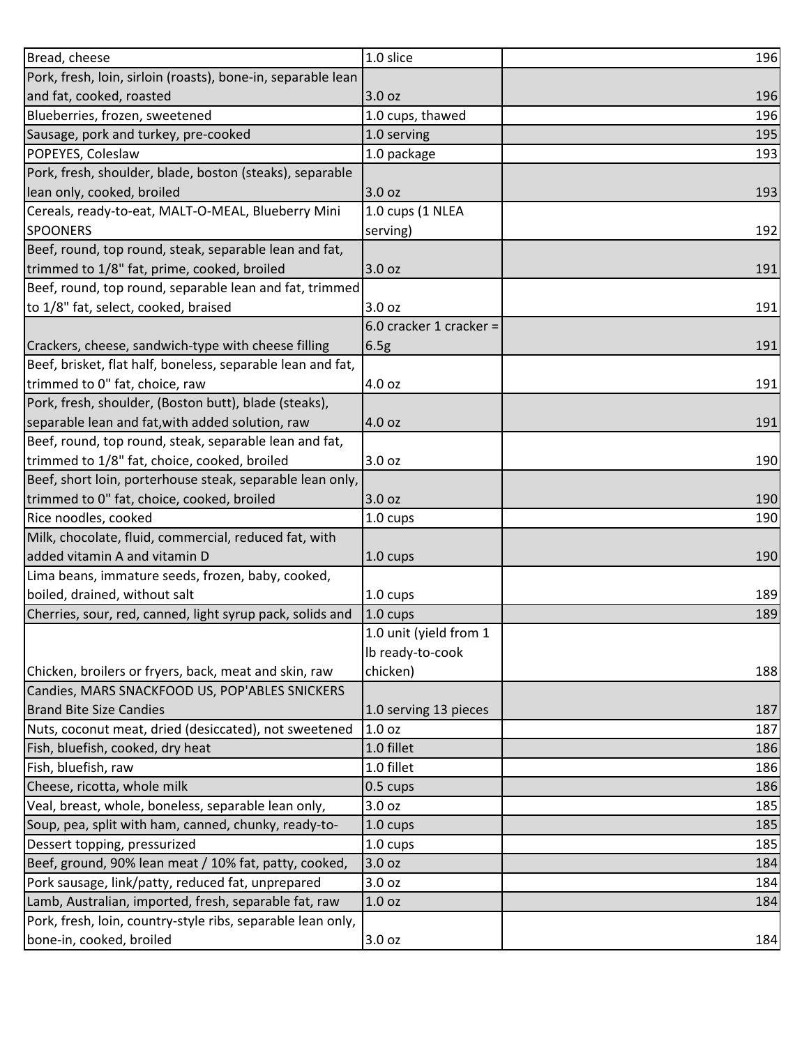| Bread, cheese | 1.0 slice | 196 |
|---|---|---|
| Pork, fresh, loin, sirloin (roasts), bone-in, separable lean and fat, cooked, roasted | 3.0 oz | 196 |
| Blueberries, frozen, sweetened | 1.0 cups, thawed | 196 |
| Sausage, pork and turkey, pre-cooked | 1.0 serving | 195 |
| POPEYES, Coleslaw | 1.0 package | 193 |
| Pork, fresh, shoulder, blade, boston (steaks), separable lean only, cooked, broiled | 3.0 oz | 193 |
| Cereals, ready-to-eat, MALT-O-MEAL, Blueberry Mini SPOONERS | 1.0 cups (1 NLEA serving) | 192 |
| Beef, round, top round, steak, separable lean and fat, trimmed to 1/8" fat, prime, cooked, broiled | 3.0 oz | 191 |
| Beef, round, top round, separable lean and fat, trimmed to 1/8" fat, select, cooked, braised | 3.0 oz | 191 |
| Crackers, cheese, sandwich-type with cheese filling | 6.0 cracker 1 cracker = 6.5g | 191 |
| Beef, brisket, flat half, boneless, separable lean and fat, trimmed to 0" fat, choice, raw | 4.0 oz | 191 |
| Pork, fresh, shoulder, (Boston butt), blade (steaks), separable lean and fat,with added solution, raw | 4.0 oz | 191 |
| Beef, round, top round, steak, separable lean and fat, trimmed to 1/8" fat, choice, cooked, broiled | 3.0 oz | 190 |
| Beef, short loin, porterhouse steak, separable lean only, trimmed to 0" fat, choice, cooked, broiled | 3.0 oz | 190 |
| Rice noodles, cooked | 1.0 cups | 190 |
| Milk, chocolate, fluid, commercial, reduced fat, with added vitamin A and vitamin D | 1.0 cups | 190 |
| Lima beans, immature seeds, frozen, baby, cooked, boiled, drained, without salt | 1.0 cups | 189 |
| Cherries, sour, red, canned, light syrup pack, solids and | 1.0 cups | 189 |
| Chicken, broilers or fryers, back, meat and skin, raw | 1.0 unit (yield from 1 lb ready-to-cook chicken) | 188 |
| Candies, MARS SNACKFOOD US, POP'ABLES SNICKERS Brand Bite Size Candies | 1.0 serving 13 pieces | 187 |
| Nuts, coconut meat, dried (desiccated), not sweetened | 1.0 oz | 187 |
| Fish, bluefish, cooked, dry heat | 1.0 fillet | 186 |
| Fish, bluefish, raw | 1.0 fillet | 186 |
| Cheese, ricotta, whole milk | 0.5 cups | 186 |
| Veal, breast, whole, boneless, separable lean only, | 3.0 oz | 185 |
| Soup, pea, split with ham, canned, chunky, ready-to- | 1.0 cups | 185 |
| Dessert topping, pressurized | 1.0 cups | 185 |
| Beef, ground, 90% lean meat / 10% fat, patty, cooked, | 3.0 oz | 184 |
| Pork sausage, link/patty, reduced fat, unprepared | 3.0 oz | 184 |
| Lamb, Australian, imported, fresh, separable fat, raw | 1.0 oz | 184 |
| Pork, fresh, loin, country-style ribs, separable lean only, bone-in, cooked, broiled | 3.0 oz | 184 |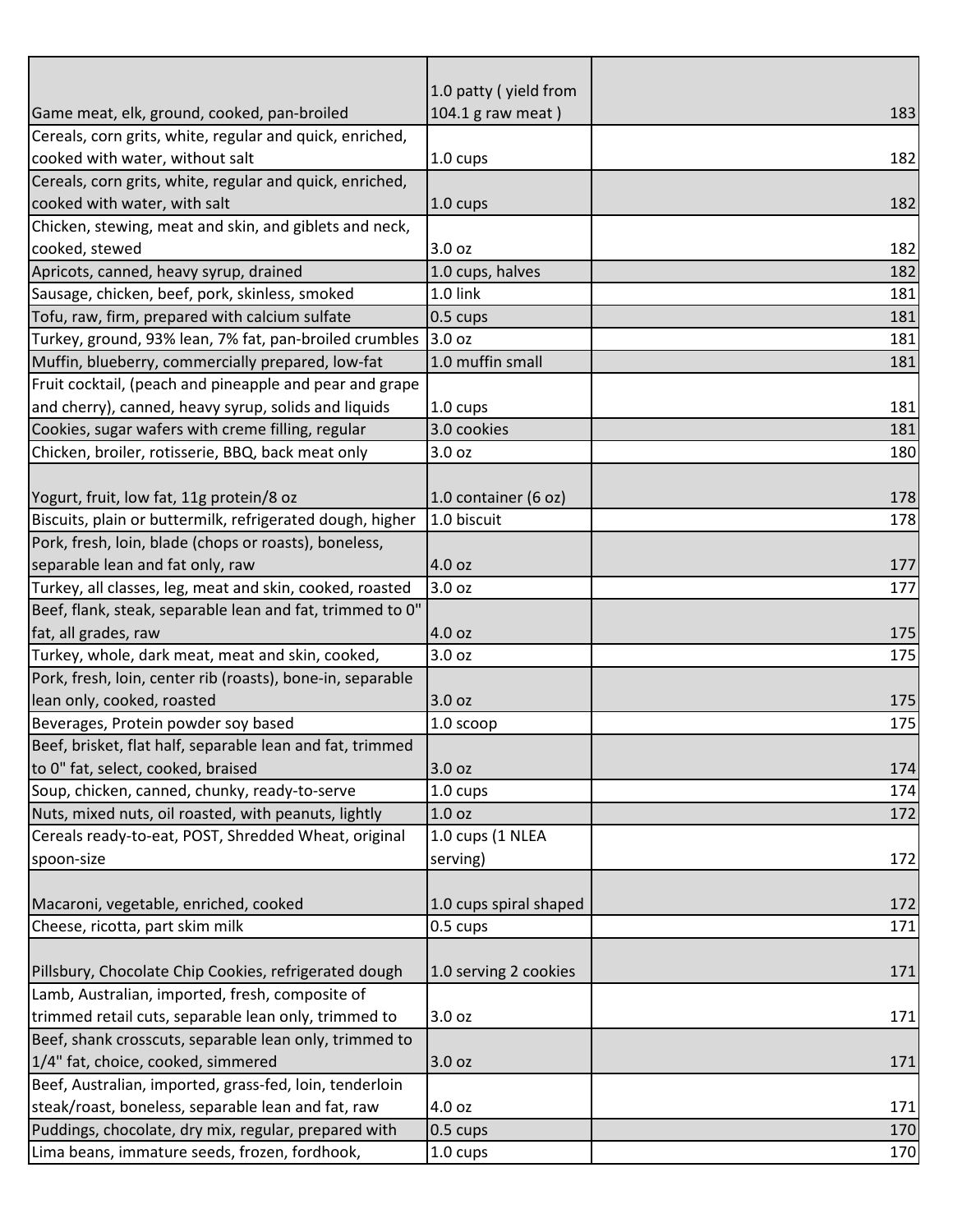| | | |
|---|---|---|
| Game meat, elk, ground, cooked, pan-broiled | 1.0 patty ( yield from 104.1 g raw meat ) | 183 |
| Cereals, corn grits, white, regular and quick, enriched, cooked with water, without salt | 1.0 cups | 182 |
| Cereals, corn grits, white, regular and quick, enriched, cooked with water, with salt | 1.0 cups | 182 |
| Chicken, stewing, meat and skin, and giblets and neck, cooked, stewed | 3.0 oz | 182 |
| Apricots, canned, heavy syrup, drained | 1.0 cups, halves | 182 |
| Sausage, chicken, beef, pork, skinless, smoked | 1.0 link | 181 |
| Tofu, raw, firm, prepared with calcium sulfate | 0.5 cups | 181 |
| Turkey, ground, 93% lean, 7% fat, pan-broiled crumbles | 3.0 oz | 181 |
| Muffin, blueberry, commercially prepared, low-fat | 1.0 muffin small | 181 |
| Fruit cocktail, (peach and pineapple and pear and grape and cherry), canned, heavy syrup, solids and liquids | 1.0 cups | 181 |
| Cookies, sugar wafers with creme filling, regular | 3.0 cookies | 181 |
| Chicken, broiler, rotisserie, BBQ, back meat only | 3.0 oz | 180 |
| Yogurt, fruit, low fat, 11g protein/8 oz | 1.0 container (6 oz) | 178 |
| Biscuits, plain or buttermilk, refrigerated dough, higher | 1.0 biscuit | 178 |
| Pork, fresh, loin, blade (chops or roasts), boneless, separable lean and fat only, raw | 4.0 oz | 177 |
| Turkey, all classes, leg, meat and skin, cooked, roasted | 3.0 oz | 177 |
| Beef, flank, steak, separable lean and fat, trimmed to 0" fat, all grades, raw | 4.0 oz | 175 |
| Turkey, whole, dark meat, meat and skin, cooked, | 3.0 oz | 175 |
| Pork, fresh, loin, center rib (roasts), bone-in, separable lean only, cooked, roasted | 3.0 oz | 175 |
| Beverages, Protein powder soy based | 1.0 scoop | 175 |
| Beef, brisket, flat half, separable lean and fat, trimmed to 0" fat, select, cooked, braised | 3.0 oz | 174 |
| Soup, chicken, canned, chunky, ready-to-serve | 1.0 cups | 174 |
| Nuts, mixed nuts, oil roasted, with peanuts, lightly | 1.0 oz | 172 |
| Cereals ready-to-eat, POST, Shredded Wheat, original spoon-size | 1.0 cups (1 NLEA serving) | 172 |
| Macaroni, vegetable, enriched, cooked | 1.0 cups spiral shaped | 172 |
| Cheese, ricotta, part skim milk | 0.5 cups | 171 |
| Pillsbury, Chocolate Chip Cookies, refrigerated dough | 1.0 serving 2 cookies | 171 |
| Lamb, Australian, imported, fresh, composite of trimmed retail cuts, separable lean only, trimmed to | 3.0 oz | 171 |
| Beef, shank crosscuts, separable lean only, trimmed to 1/4" fat, choice, cooked, simmered | 3.0 oz | 171 |
| Beef, Australian, imported, grass-fed, loin, tenderloin steak/roast, boneless, separable lean and fat, raw | 4.0 oz | 171 |
| Puddings, chocolate, dry mix, regular, prepared with | 0.5 cups | 170 |
| Lima beans, immature seeds, frozen, fordhook, | 1.0 cups | 170 |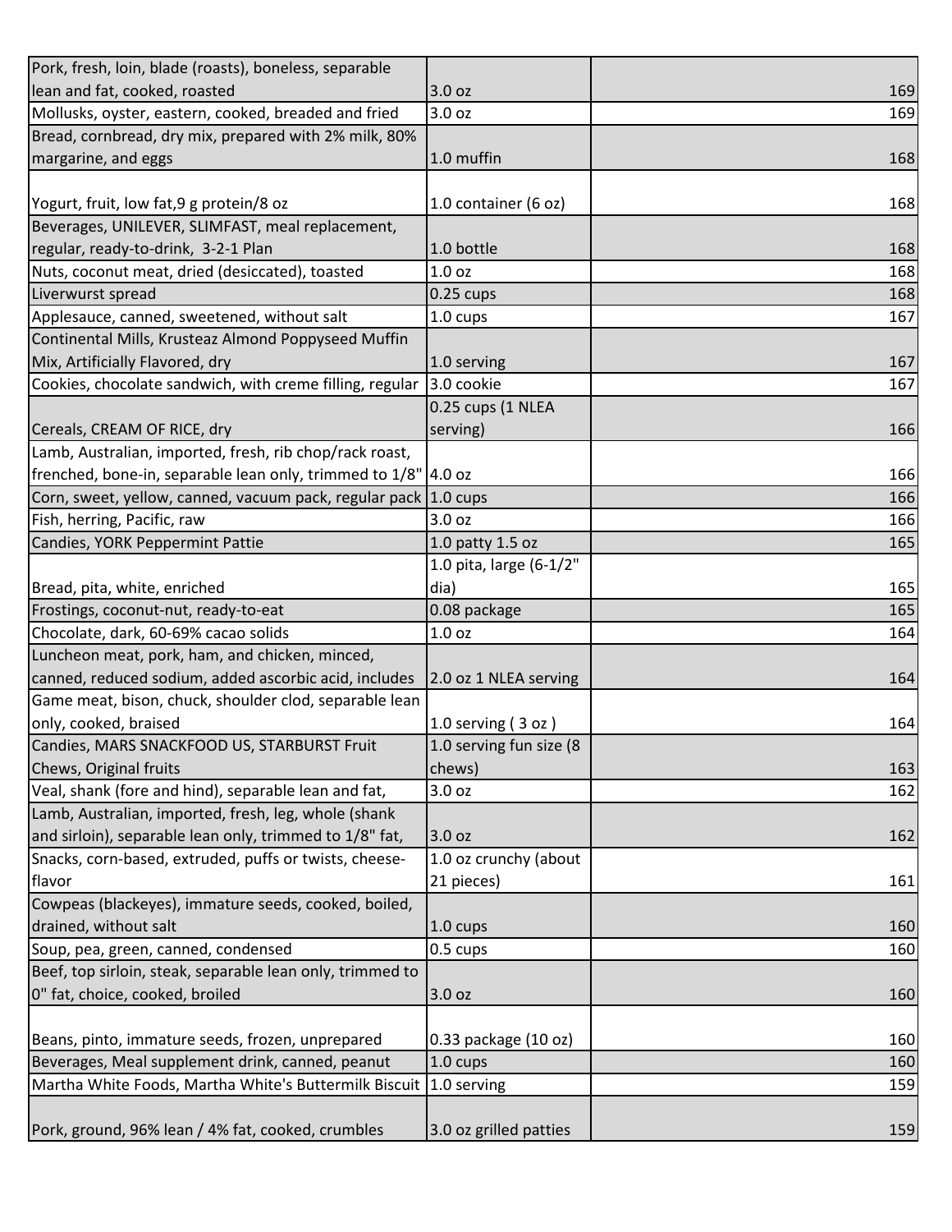| | | |
|---|---|---|
| Pork, fresh, loin, blade (roasts), boneless, separable lean and fat, cooked, roasted | 3.0 oz | 169 |
| Mollusks, oyster, eastern, cooked, breaded and fried | 3.0 oz | 169 |
| Bread, cornbread, dry mix, prepared with 2% milk, 80% margarine, and eggs | 1.0 muffin | 168 |
| Yogurt, fruit, low fat,9 g protein/8 oz | 1.0 container (6 oz) | 168 |
| Beverages, UNILEVER, SLIMFAST, meal replacement, regular, ready-to-drink, 3-2-1 Plan | 1.0 bottle | 168 |
| Nuts, coconut meat, dried (desiccated), toasted | 1.0 oz | 168 |
| Liverwurst spread | 0.25 cups | 168 |
| Applesauce, canned, sweetened, without salt | 1.0 cups | 167 |
| Continental Mills, Krusteaz Almond Poppyseed Muffin Mix, Artificially Flavored, dry | 1.0 serving | 167 |
| Cookies, chocolate sandwich, with creme filling, regular | 3.0 cookie | 167 |
| Cereals, CREAM OF RICE, dry | 0.25 cups (1 NLEA serving) | 166 |
| Lamb, Australian, imported, fresh, rib chop/rack roast, frenched, bone-in, separable lean only, trimmed to 1/8" | 4.0 oz | 166 |
| Corn, sweet, yellow, canned, vacuum pack, regular pack | 1.0 cups | 166 |
| Fish, herring, Pacific, raw | 3.0 oz | 166 |
| Candies, YORK Peppermint Pattie | 1.0 patty 1.5 oz | 165 |
| Bread, pita, white, enriched | 1.0 pita, large (6-1/2" dia) | 165 |
| Frostings, coconut-nut, ready-to-eat | 0.08 package | 165 |
| Chocolate, dark, 60-69% cacao solids | 1.0 oz | 164 |
| Luncheon meat, pork, ham, and chicken, minced, canned, reduced sodium, added ascorbic acid, includes | 2.0 oz 1 NLEA serving | 164 |
| Game meat, bison, chuck, shoulder clod, separable lean only, cooked, braised | 1.0 serving ( 3 oz ) | 164 |
| Candies, MARS SNACKFOOD US, STARBURST Fruit Chews, Original fruits | 1.0 serving fun size (8 chews) | 163 |
| Veal, shank (fore and hind), separable lean and fat, | 3.0 oz | 162 |
| Lamb, Australian, imported, fresh, leg, whole (shank and sirloin), separable lean only, trimmed to 1/8" fat, | 3.0 oz | 162 |
| Snacks, corn-based, extruded, puffs or twists, cheese-flavor | 1.0 oz crunchy (about 21 pieces) | 161 |
| Cowpeas (blackeyes), immature seeds, cooked, boiled, drained, without salt | 1.0 cups | 160 |
| Soup, pea, green, canned, condensed | 0.5 cups | 160 |
| Beef, top sirloin, steak, separable lean only, trimmed to 0" fat, choice, cooked, broiled | 3.0 oz | 160 |
| Beans, pinto, immature seeds, frozen, unprepared | 0.33 package (10 oz) | 160 |
| Beverages, Meal supplement drink, canned, peanut | 1.0 cups | 160 |
| Martha White Foods, Martha White's Buttermilk Biscuit | 1.0 serving | 159 |
| Pork, ground, 96% lean / 4% fat, cooked, crumbles | 3.0 oz grilled patties | 159 |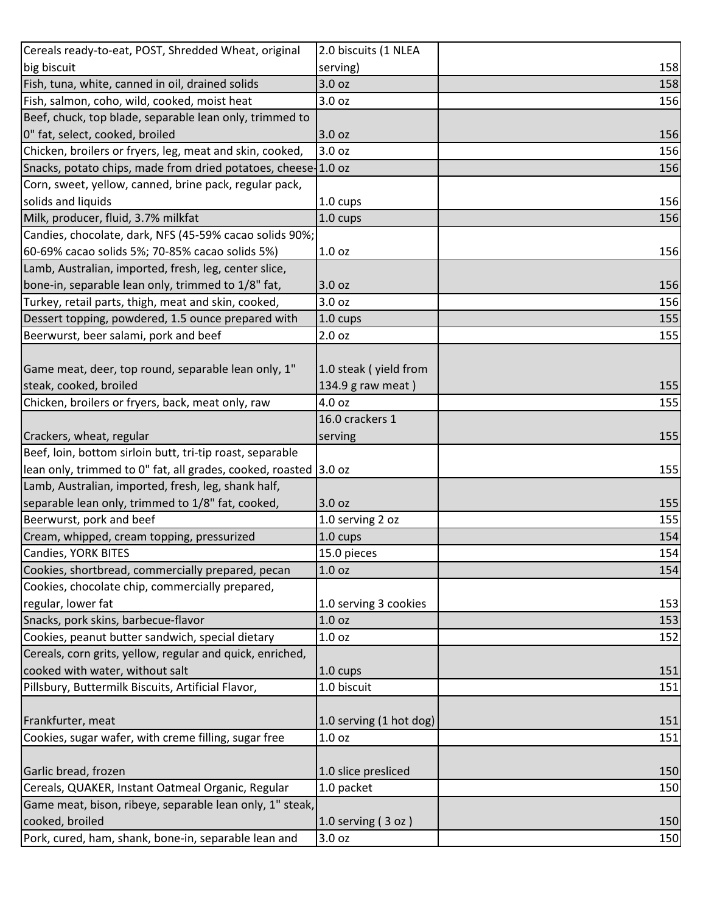| | | |
|---|---|---|
| Cereals ready-to-eat, POST, Shredded Wheat, original big biscuit | 2.0 biscuits (1 NLEA serving) | 158 |
| Fish, tuna, white, canned in oil, drained solids | 3.0 oz | 158 |
| Fish, salmon, coho, wild, cooked, moist heat | 3.0 oz | 156 |
| Beef, chuck, top blade, separable lean only, trimmed to 0" fat, select, cooked, broiled | 3.0 oz | 156 |
| Chicken, broilers or fryers, leg, meat and skin, cooked, | 3.0 oz | 156 |
| Snacks, potato chips, made from dried potatoes, cheese- | 1.0 oz | 156 |
| Corn, sweet, yellow, canned, brine pack, regular pack, solids and liquids | 1.0 cups | 156 |
| Milk, producer, fluid, 3.7% milkfat | 1.0 cups | 156 |
| Candies, chocolate, dark, NFS (45-59% cacao solids 90%; 60-69% cacao solids 5%; 70-85% cacao solids 5%) | 1.0 oz | 156 |
| Lamb, Australian, imported, fresh, leg, center slice, bone-in, separable lean only, trimmed to 1/8" fat, | 3.0 oz | 156 |
| Turkey, retail parts, thigh, meat and skin, cooked, | 3.0 oz | 156 |
| Dessert topping, powdered, 1.5 ounce prepared with | 1.0 cups | 155 |
| Beerwurst, beer salami, pork and beef | 2.0 oz | 155 |
| Game meat, deer, top round, separable lean only, 1" steak, cooked, broiled | 1.0 steak ( yield from 134.9 g raw meat ) | 155 |
| Chicken, broilers or fryers, back, meat only, raw | 4.0 oz | 155 |
| Crackers, wheat, regular | 16.0 crackers 1 serving | 155 |
| Beef, loin, bottom sirloin butt, tri-tip roast, separable lean only, trimmed to 0" fat, all grades, cooked, roasted | 3.0 oz | 155 |
| Lamb, Australian, imported, fresh, leg, shank half, separable lean only, trimmed to 1/8" fat, cooked, | 3.0 oz | 155 |
| Beerwurst, pork and beef | 1.0 serving 2 oz | 155 |
| Cream, whipped, cream topping, pressurized | 1.0 cups | 154 |
| Candies, YORK BITES | 15.0 pieces | 154 |
| Cookies, shortbread, commercially prepared, pecan | 1.0 oz | 154 |
| Cookies, chocolate chip, commercially prepared, regular, lower fat | 1.0 serving 3 cookies | 153 |
| Snacks, pork skins, barbecue-flavor | 1.0 oz | 153 |
| Cookies, peanut butter sandwich, special dietary | 1.0 oz | 152 |
| Cereals, corn grits, yellow, regular and quick, enriched, cooked with water, without salt | 1.0 cups | 151 |
| Pillsbury, Buttermilk Biscuits, Artificial Flavor, | 1.0 biscuit | 151 |
| Frankfurter, meat | 1.0 serving (1 hot dog) | 151 |
| Cookies, sugar wafer, with creme filling, sugar free | 1.0 oz | 151 |
| Garlic bread, frozen | 1.0 slice presliced | 150 |
| Cereals, QUAKER, Instant Oatmeal Organic, Regular | 1.0 packet | 150 |
| Game meat, bison, ribeye, separable lean only, 1" steak, cooked, broiled | 1.0 serving ( 3 oz ) | 150 |
| Pork, cured, ham, shank, bone-in, separable lean and | 3.0 oz | 150 |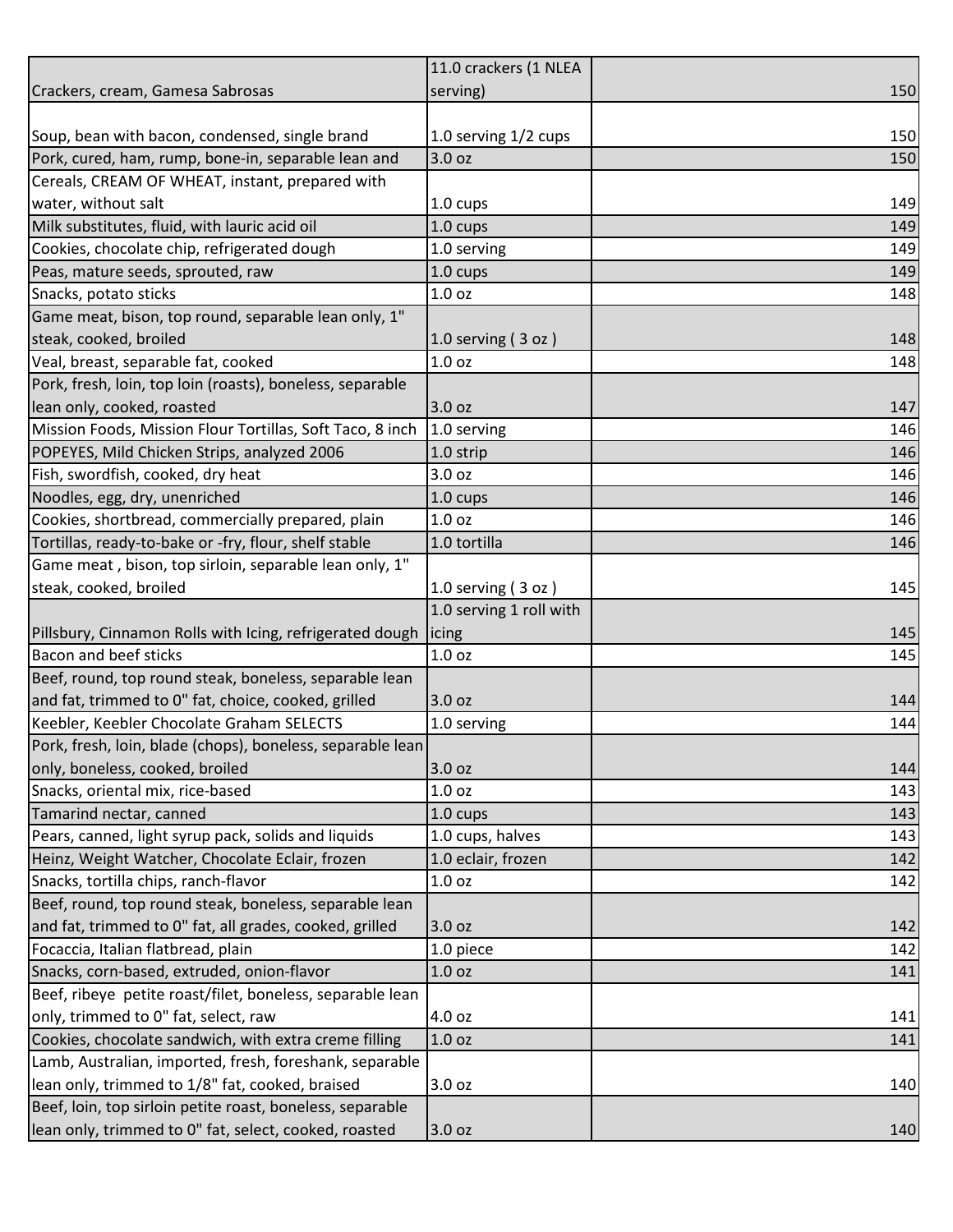| | | |
|---|---|---|
| Crackers, cream, Gamesa Sabrosas | 11.0 crackers (1 NLEA serving) | 150 |
| Soup, bean with bacon, condensed, single brand | 1.0 serving 1/2 cups | 150 |
| Pork, cured, ham, rump, bone-in, separable lean and | 3.0 oz | 150 |
| Cereals, CREAM OF WHEAT, instant, prepared with water, without salt | 1.0 cups | 149 |
| Milk substitutes, fluid, with lauric acid oil | 1.0 cups | 149 |
| Cookies, chocolate chip, refrigerated dough | 1.0 serving | 149 |
| Peas, mature seeds, sprouted, raw | 1.0 cups | 149 |
| Snacks, potato sticks | 1.0 oz | 148 |
| Game meat, bison, top round, separable lean only, 1" steak, cooked, broiled | 1.0 serving ( 3 oz ) | 148 |
| Veal, breast, separable fat, cooked | 1.0 oz | 148 |
| Pork, fresh, loin, top loin (roasts), boneless, separable lean only, cooked, roasted | 3.0 oz | 147 |
| Mission Foods, Mission Flour Tortillas, Soft Taco, 8 inch | 1.0 serving | 146 |
| POPEYES, Mild Chicken Strips, analyzed 2006 | 1.0 strip | 146 |
| Fish, swordfish, cooked, dry heat | 3.0 oz | 146 |
| Noodles, egg, dry, unenriched | 1.0 cups | 146 |
| Cookies, shortbread, commercially prepared, plain | 1.0 oz | 146 |
| Tortillas, ready-to-bake or -fry, flour, shelf stable | 1.0 tortilla | 146 |
| Game meat , bison, top sirloin, separable lean only, 1" steak, cooked, broiled | 1.0 serving ( 3 oz ) | 145 |
| Pillsbury, Cinnamon Rolls with Icing, refrigerated dough | 1.0 serving 1 roll with icing | 145 |
| Bacon and beef sticks | 1.0 oz | 145 |
| Beef, round, top round steak, boneless, separable lean and fat, trimmed to 0" fat, choice, cooked, grilled | 3.0 oz | 144 |
| Keebler, Keebler Chocolate Graham SELECTS | 1.0 serving | 144 |
| Pork, fresh, loin, blade (chops), boneless, separable lean only, boneless, cooked, broiled | 3.0 oz | 144 |
| Snacks, oriental mix, rice-based | 1.0 oz | 143 |
| Tamarind nectar, canned | 1.0 cups | 143 |
| Pears, canned, light syrup pack, solids and liquids | 1.0 cups, halves | 143 |
| Heinz, Weight Watcher, Chocolate Eclair, frozen | 1.0 eclair, frozen | 142 |
| Snacks, tortilla chips, ranch-flavor | 1.0 oz | 142 |
| Beef, round, top round steak, boneless, separable lean and fat, trimmed to 0" fat, all grades, cooked, grilled | 3.0 oz | 142 |
| Focaccia, Italian flatbread, plain | 1.0 piece | 142 |
| Snacks, corn-based, extruded, onion-flavor | 1.0 oz | 141 |
| Beef, ribeye petite roast/filet, boneless, separable lean only, trimmed to 0" fat, select, raw | 4.0 oz | 141 |
| Cookies, chocolate sandwich, with extra creme filling | 1.0 oz | 141 |
| Lamb, Australian, imported, fresh, foreshank, separable lean only, trimmed to 1/8" fat, cooked, braised | 3.0 oz | 140 |
| Beef, loin, top sirloin petite roast, boneless, separable lean only, trimmed to 0" fat, select, cooked, roasted | 3.0 oz | 140 |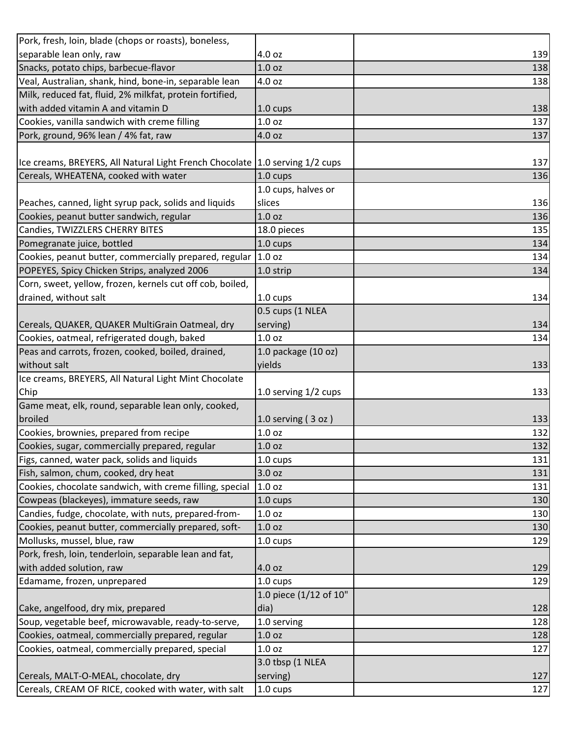| | | |
|---|---|---|
| Pork, fresh, loin, blade (chops or roasts), boneless, separable lean only, raw | 4.0 oz | 139 |
| Snacks, potato chips, barbecue-flavor | 1.0 oz | 138 |
| Veal, Australian, shank, hind, bone-in, separable lean | 4.0 oz | 138 |
| Milk, reduced fat, fluid, 2% milkfat, protein fortified, with added vitamin A and vitamin D | 1.0 cups | 138 |
| Cookies, vanilla sandwich with creme filling | 1.0 oz | 137 |
| Pork, ground, 96% lean / 4% fat, raw | 4.0 oz | 137 |
| Ice creams, BREYERS, All Natural Light French Chocolate | 1.0 serving 1/2 cups | 137 |
| Cereals, WHEATENA, cooked with water | 1.0 cups | 136 |
| Peaches, canned, light syrup pack, solids and liquids | 1.0 cups, halves or slices | 136 |
| Cookies, peanut butter sandwich, regular | 1.0 oz | 136 |
| Candies, TWIZZLERS CHERRY BITES | 18.0 pieces | 135 |
| Pomegranate juice, bottled | 1.0 cups | 134 |
| Cookies, peanut butter, commercially prepared, regular | 1.0 oz | 134 |
| POPEYES, Spicy Chicken Strips, analyzed 2006 | 1.0 strip | 134 |
| Corn, sweet, yellow, frozen, kernels cut off cob, boiled, drained, without salt | 1.0 cups | 134 |
| Cereals, QUAKER, QUAKER MultiGrain Oatmeal, dry | 0.5 cups (1 NLEA serving) | 134 |
| Cookies, oatmeal, refrigerated dough, baked | 1.0 oz | 134 |
| Peas and carrots, frozen, cooked, boiled, drained, without salt | 1.0 package (10 oz) yields | 133 |
| Ice creams, BREYERS, All Natural Light Mint Chocolate Chip | 1.0 serving 1/2 cups | 133 |
| Game meat, elk, round, separable lean only, cooked, broiled | 1.0 serving ( 3 oz ) | 133 |
| Cookies, brownies, prepared from recipe | 1.0 oz | 132 |
| Cookies, sugar, commercially prepared, regular | 1.0 oz | 132 |
| Figs, canned, water pack, solids and liquids | 1.0 cups | 131 |
| Fish, salmon, chum, cooked, dry heat | 3.0 oz | 131 |
| Cookies, chocolate sandwich, with creme filling, special | 1.0 oz | 131 |
| Cowpeas (blackeyes), immature seeds, raw | 1.0 cups | 130 |
| Candies, fudge, chocolate, with nuts, prepared-from- | 1.0 oz | 130 |
| Cookies, peanut butter, commercially prepared, soft- | 1.0 oz | 130 |
| Mollusks, mussel, blue, raw | 1.0 cups | 129 |
| Pork, fresh, loin, tenderloin, separable lean and fat, with added solution, raw | 4.0 oz | 129 |
| Edamame, frozen, unprepared | 1.0 cups | 129 |
| Cake, angelfood, dry mix, prepared | 1.0 piece (1/12 of 10" dia) | 128 |
| Soup, vegetable beef, microwavable, ready-to-serve, | 1.0 serving | 128 |
| Cookies, oatmeal, commercially prepared, regular | 1.0 oz | 128 |
| Cookies, oatmeal, commercially prepared, special | 1.0 oz | 127 |
| Cereals, MALT-O-MEAL, chocolate, dry | 3.0 tbsp (1 NLEA serving) | 127 |
| Cereals, CREAM OF RICE, cooked with water, with salt | 1.0 cups | 127 |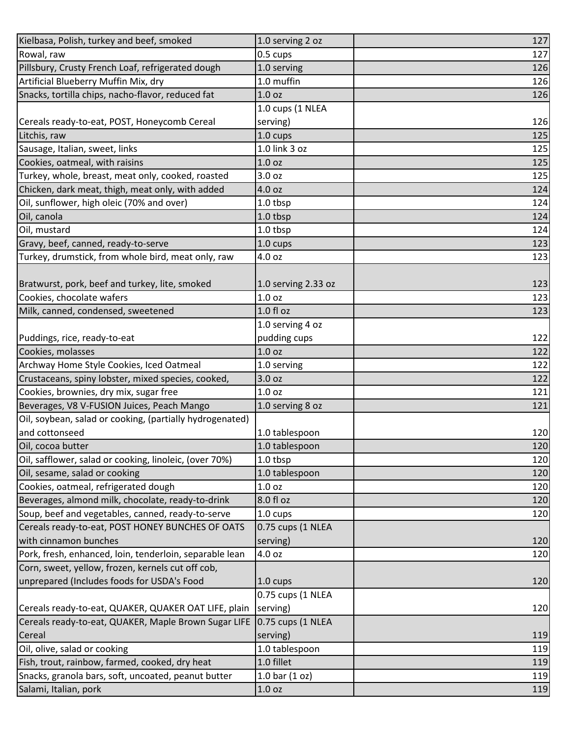| | | |
|---|---|---|
| Kielbasa, Polish, turkey and beef, smoked | 1.0 serving 2 oz | 127 |
| Rowal, raw | 0.5 cups | 127 |
| Pillsbury, Crusty French Loaf, refrigerated dough | 1.0 serving | 126 |
| Artificial Blueberry Muffin Mix, dry | 1.0 muffin | 126 |
| Snacks, tortilla chips, nacho-flavor, reduced fat | 1.0 oz | 126 |
| Cereals ready-to-eat, POST, Honeycomb Cereal | 1.0 cups (1 NLEA serving) | 126 |
| Litchis, raw | 1.0 cups | 125 |
| Sausage, Italian, sweet, links | 1.0 link 3 oz | 125 |
| Cookies, oatmeal, with raisins | 1.0 oz | 125 |
| Turkey, whole, breast, meat only, cooked, roasted | 3.0 oz | 125 |
| Chicken, dark meat, thigh, meat only, with added | 4.0 oz | 124 |
| Oil, sunflower, high oleic (70% and over) | 1.0 tbsp | 124 |
| Oil, canola | 1.0 tbsp | 124 |
| Oil, mustard | 1.0 tbsp | 124 |
| Gravy, beef, canned, ready-to-serve | 1.0 cups | 123 |
| Turkey, drumstick, from whole bird, meat only, raw | 4.0 oz | 123 |
| Bratwurst, pork, beef and turkey, lite, smoked | 1.0 serving 2.33 oz | 123 |
| Cookies, chocolate wafers | 1.0 oz | 123 |
| Milk, canned, condensed, sweetened | 1.0 fl oz | 123 |
| Puddings, rice, ready-to-eat | 1.0 serving 4 oz pudding cups | 122 |
| Cookies, molasses | 1.0 oz | 122 |
| Archway Home Style Cookies, Iced Oatmeal | 1.0 serving | 122 |
| Crustaceans, spiny lobster, mixed species, cooked, | 3.0 oz | 122 |
| Cookies, brownies, dry mix, sugar free | 1.0 oz | 121 |
| Beverages, V8 V-FUSION Juices, Peach Mango | 1.0 serving 8 oz | 121 |
| Oil, soybean, salad or cooking, (partially hydrogenated) and cottonseed | 1.0 tablespoon | 120 |
| Oil, cocoa butter | 1.0 tablespoon | 120 |
| Oil, safflower, salad or cooking, linoleic, (over 70%) | 1.0 tbsp | 120 |
| Oil, sesame, salad or cooking | 1.0 tablespoon | 120 |
| Cookies, oatmeal, refrigerated dough | 1.0 oz | 120 |
| Beverages, almond milk, chocolate, ready-to-drink | 8.0 fl oz | 120 |
| Soup, beef and vegetables, canned, ready-to-serve | 1.0 cups | 120 |
| Cereals ready-to-eat, POST HONEY BUNCHES OF OATS with cinnamon bunches | 0.75 cups (1 NLEA serving) | 120 |
| Pork, fresh, enhanced, loin, tenderloin, separable lean | 4.0 oz | 120 |
| Corn, sweet, yellow, frozen, kernels cut off cob, unprepared (Includes foods for USDA's Food | 1.0 cups | 120 |
| Cereals ready-to-eat, QUAKER, QUAKER OAT LIFE, plain | 0.75 cups (1 NLEA serving) | 120 |
| Cereals ready-to-eat, QUAKER, Maple Brown Sugar LIFE Cereal | 0.75 cups (1 NLEA serving) | 119 |
| Oil, olive, salad or cooking | 1.0 tablespoon | 119 |
| Fish, trout, rainbow, farmed, cooked, dry heat | 1.0 fillet | 119 |
| Snacks, granola bars, soft, uncoated, peanut butter | 1.0 bar (1 oz) | 119 |
| Salami, Italian, pork | 1.0 oz | 119 |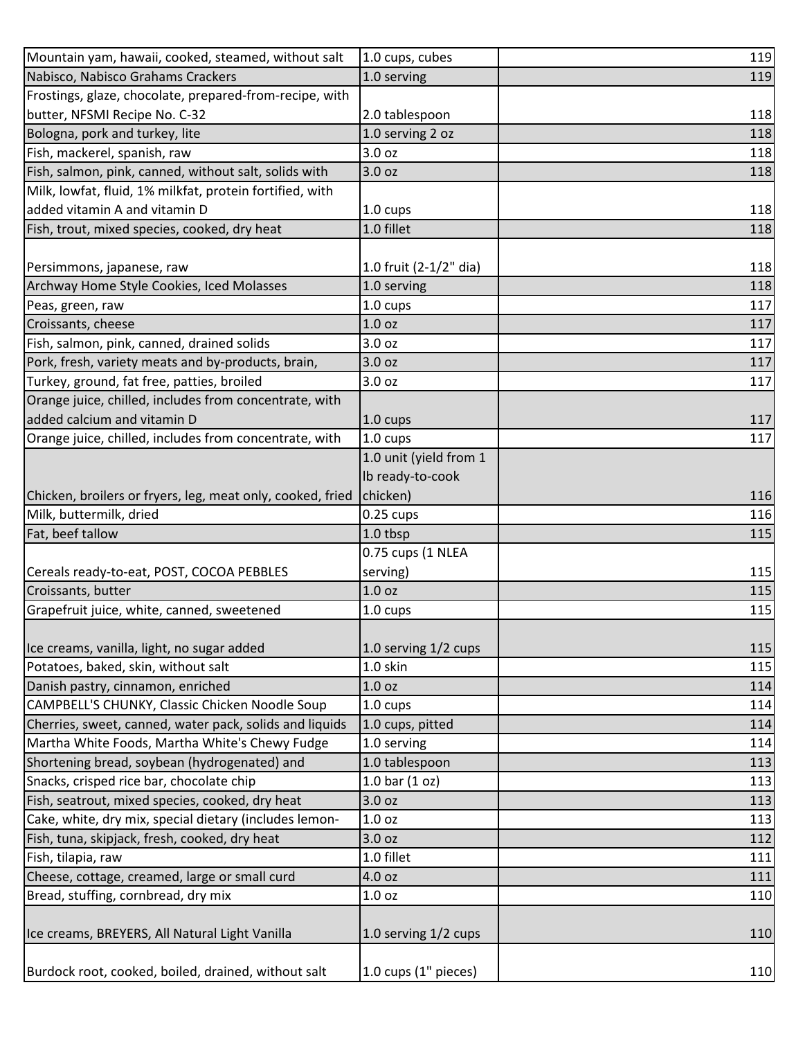| | | |
|---|---|---|
| Mountain yam, hawaii, cooked, steamed, without salt | 1.0 cups, cubes | 119 |
| Nabisco, Nabisco Grahams Crackers | 1.0 serving | 119 |
| Frostings, glaze, chocolate, prepared-from-recipe, with butter, NFSMI Recipe No. C-32 | 2.0 tablespoon | 118 |
| Bologna, pork and turkey, lite | 1.0 serving 2 oz | 118 |
| Fish, mackerel, spanish, raw | 3.0 oz | 118 |
| Fish, salmon, pink, canned, without salt, solids with | 3.0 oz | 118 |
| Milk, lowfat, fluid, 1% milkfat, protein fortified, with added vitamin A and vitamin D | 1.0 cups | 118 |
| Fish, trout, mixed species, cooked, dry heat | 1.0 fillet | 118 |
| Persimmons, japanese, raw | 1.0 fruit (2-1/2" dia) | 118 |
| Archway Home Style Cookies, Iced Molasses | 1.0 serving | 118 |
| Peas, green, raw | 1.0 cups | 117 |
| Croissants, cheese | 1.0 oz | 117 |
| Fish, salmon, pink, canned, drained solids | 3.0 oz | 117 |
| Pork, fresh, variety meats and by-products, brain, | 3.0 oz | 117 |
| Turkey, ground, fat free, patties, broiled | 3.0 oz | 117 |
| Orange juice, chilled, includes from concentrate, with added calcium and vitamin D | 1.0 cups | 117 |
| Orange juice, chilled, includes from concentrate, with | 1.0 cups | 117 |
| Chicken, broilers or fryers, leg, meat only, cooked, fried | 1.0 unit (yield from 1 lb ready-to-cook chicken) | 116 |
| Milk, buttermilk, dried | 0.25 cups | 116 |
| Fat, beef tallow | 1.0 tbsp | 115 |
| Cereals ready-to-eat, POST, COCOA PEBBLES | 0.75 cups (1 NLEA serving) | 115 |
| Croissants, butter | 1.0 oz | 115 |
| Grapefruit juice, white, canned, sweetened | 1.0 cups | 115 |
| Ice creams, vanilla, light, no sugar added | 1.0 serving 1/2 cups | 115 |
| Potatoes, baked, skin, without salt | 1.0 skin | 115 |
| Danish pastry, cinnamon, enriched | 1.0 oz | 114 |
| CAMPBELL'S CHUNKY, Classic Chicken Noodle Soup | 1.0 cups | 114 |
| Cherries, sweet, canned, water pack, solids and liquids | 1.0 cups, pitted | 114 |
| Martha White Foods, Martha White's Chewy Fudge | 1.0 serving | 114 |
| Shortening bread, soybean (hydrogenated) and | 1.0 tablespoon | 113 |
| Snacks, crisped rice bar, chocolate chip | 1.0 bar (1 oz) | 113 |
| Fish, seatrout, mixed species, cooked, dry heat | 3.0 oz | 113 |
| Cake, white, dry mix, special dietary (includes lemon- | 1.0 oz | 113 |
| Fish, tuna, skipjack, fresh, cooked, dry heat | 3.0 oz | 112 |
| Fish, tilapia, raw | 1.0 fillet | 111 |
| Cheese, cottage, creamed, large or small curd | 4.0 oz | 111 |
| Bread, stuffing, cornbread, dry mix | 1.0 oz | 110 |
| Ice creams, BREYERS, All Natural Light Vanilla | 1.0 serving 1/2 cups | 110 |
| Burdock root, cooked, boiled, drained, without salt | 1.0 cups (1" pieces) | 110 |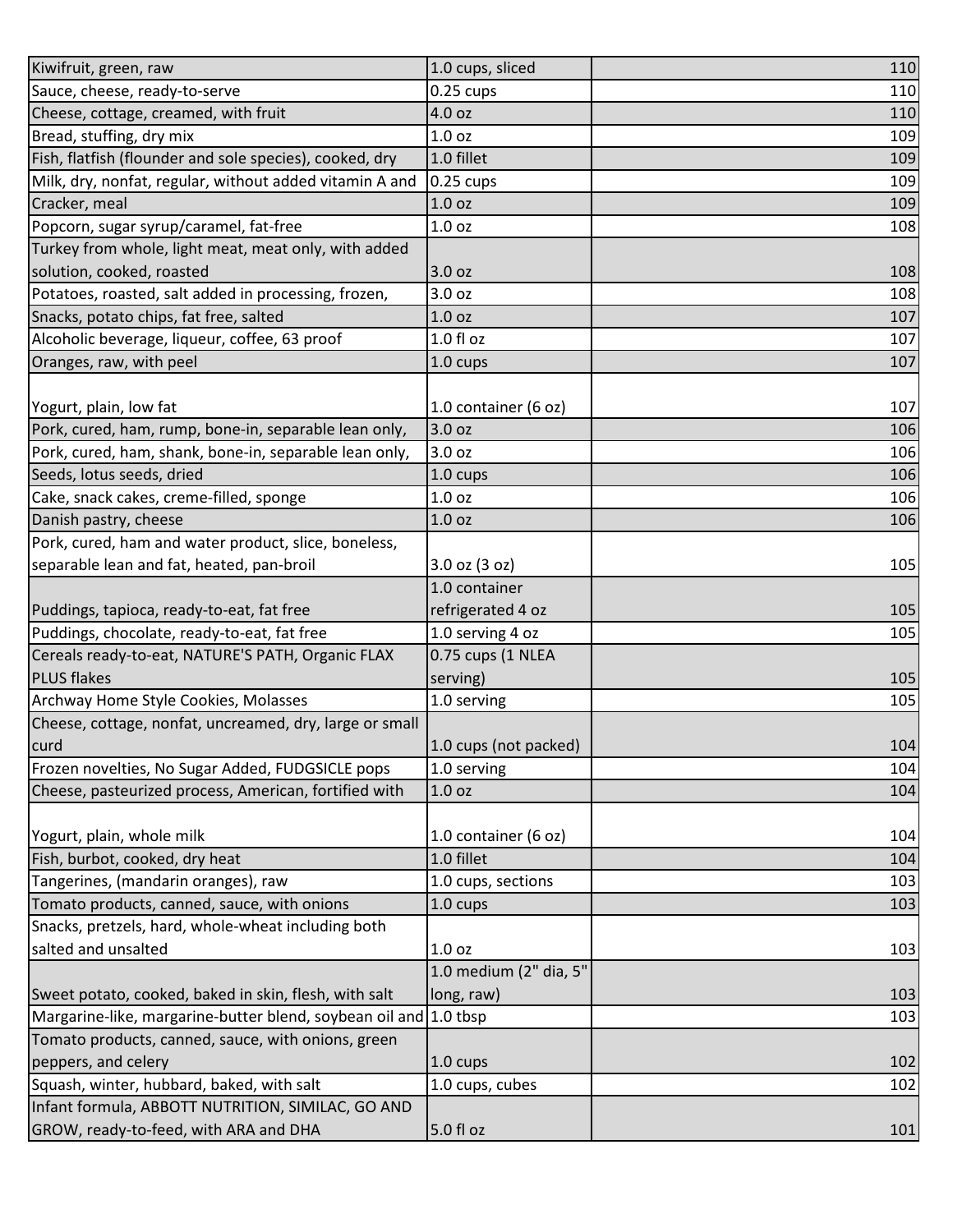| | | |
|---|---|---|
| Kiwifruit, green, raw | 1.0 cups, sliced | 110 |
| Sauce, cheese, ready-to-serve | 0.25 cups | 110 |
| Cheese, cottage, creamed, with fruit | 4.0 oz | 110 |
| Bread, stuffing, dry mix | 1.0 oz | 109 |
| Fish, flatfish (flounder and sole species), cooked, dry | 1.0 fillet | 109 |
| Milk, dry, nonfat, regular, without added vitamin A and | 0.25 cups | 109 |
| Cracker, meal | 1.0 oz | 109 |
| Popcorn, sugar syrup/caramel, fat-free | 1.0 oz | 108 |
| Turkey from whole, light meat, meat only, with added solution, cooked, roasted | 3.0 oz | 108 |
| Potatoes, roasted, salt added in processing, frozen, | 3.0 oz | 108 |
| Snacks, potato chips, fat free, salted | 1.0 oz | 107 |
| Alcoholic beverage, liqueur, coffee, 63 proof | 1.0 fl oz | 107 |
| Oranges, raw, with peel | 1.0 cups | 107 |
| Yogurt, plain, low fat | 1.0 container (6 oz) | 107 |
| Pork, cured, ham, rump, bone-in, separable lean only, | 3.0 oz | 106 |
| Pork, cured, ham, shank, bone-in, separable lean only, | 3.0 oz | 106 |
| Seeds, lotus seeds, dried | 1.0 cups | 106 |
| Cake, snack cakes, creme-filled, sponge | 1.0 oz | 106 |
| Danish pastry, cheese | 1.0 oz | 106 |
| Pork, cured, ham and water product, slice, boneless, separable lean and fat, heated, pan-broil | 3.0 oz (3 oz) | 105 |
| Puddings, tapioca, ready-to-eat, fat free | 1.0 container refrigerated 4 oz | 105 |
| Puddings, chocolate, ready-to-eat, fat free | 1.0 serving 4 oz | 105 |
| Cereals ready-to-eat, NATURE'S PATH, Organic FLAX PLUS flakes | 0.75 cups (1 NLEA serving) | 105 |
| Archway Home Style Cookies, Molasses | 1.0 serving | 105 |
| Cheese, cottage, nonfat, uncreamed, dry, large or small curd | 1.0 cups (not packed) | 104 |
| Frozen novelties, No Sugar Added, FUDGSICLE pops | 1.0 serving | 104 |
| Cheese, pasteurized process, American, fortified with | 1.0 oz | 104 |
| Yogurt, plain, whole milk | 1.0 container (6 oz) | 104 |
| Fish, burbot, cooked, dry heat | 1.0 fillet | 104 |
| Tangerines, (mandarin oranges), raw | 1.0 cups, sections | 103 |
| Tomato products, canned, sauce, with onions | 1.0 cups | 103 |
| Snacks, pretzels, hard, whole-wheat including both salted and unsalted | 1.0 oz | 103 |
| Sweet potato, cooked, baked in skin, flesh, with salt | 1.0 medium (2" dia, 5" long, raw) | 103 |
| Margarine-like, margarine-butter blend, soybean oil and | 1.0 tbsp | 103 |
| Tomato products, canned, sauce, with onions, green peppers, and celery | 1.0 cups | 102 |
| Squash, winter, hubbard, baked, with salt | 1.0 cups, cubes | 102 |
| Infant formula, ABBOTT NUTRITION, SIMILAC, GO AND GROW, ready-to-feed, with ARA and DHA | 5.0 fl oz | 101 |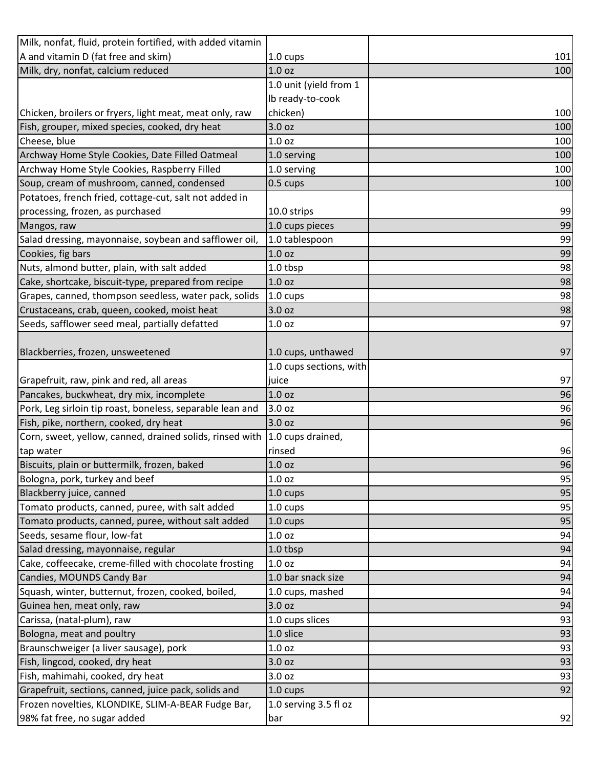| | | |
|---|---|---|
| Milk, nonfat, fluid, protein fortified, with added vitamin A and vitamin D (fat free and skim) | 1.0 cups | 101 |
| Milk, dry, nonfat, calcium reduced | 1.0 oz | 100 |
| Chicken, broilers or fryers, light meat, meat only, raw | 1.0 unit (yield from 1 lb ready-to-cook chicken) | 100 |
| Fish, grouper, mixed species, cooked, dry heat | 3.0 oz | 100 |
| Cheese, blue | 1.0 oz | 100 |
| Archway Home Style Cookies, Date Filled Oatmeal | 1.0 serving | 100 |
| Archway Home Style Cookies, Raspberry Filled | 1.0 serving | 100 |
| Soup, cream of mushroom, canned, condensed | 0.5 cups | 100 |
| Potatoes, french fried, cottage-cut, salt not added in processing, frozen, as purchased | 10.0 strips | 99 |
| Mangos, raw | 1.0 cups pieces | 99 |
| Salad dressing, mayonnaise, soybean and safflower oil, | 1.0 tablespoon | 99 |
| Cookies, fig bars | 1.0 oz | 99 |
| Nuts, almond butter, plain, with salt added | 1.0 tbsp | 98 |
| Cake, shortcake, biscuit-type, prepared from recipe | 1.0 oz | 98 |
| Grapes, canned, thompson seedless, water pack, solids | 1.0 cups | 98 |
| Crustaceans, crab, queen, cooked, moist heat | 3.0 oz | 98 |
| Seeds, safflower seed meal, partially defatted | 1.0 oz | 97 |
| Blackberries, frozen, unsweetened | 1.0 cups, unthawed | 97 |
| Grapefruit, raw, pink and red, all areas | 1.0 cups sections, with juice | 97 |
| Pancakes, buckwheat, dry mix, incomplete | 1.0 oz | 96 |
| Pork, Leg sirloin tip roast, boneless, separable lean and | 3.0 oz | 96 |
| Fish, pike, northern, cooked, dry heat | 3.0 oz | 96 |
| Corn, sweet, yellow, canned, drained solids, rinsed with tap water | 1.0 cups drained, rinsed | 96 |
| Biscuits, plain or buttermilk, frozen, baked | 1.0 oz | 96 |
| Bologna, pork, turkey and beef | 1.0 oz | 95 |
| Blackberry juice, canned | 1.0 cups | 95 |
| Tomato products, canned, puree, with salt added | 1.0 cups | 95 |
| Tomato products, canned, puree, without salt added | 1.0 cups | 95 |
| Seeds, sesame flour, low-fat | 1.0 oz | 94 |
| Salad dressing, mayonnaise, regular | 1.0 tbsp | 94 |
| Cake, coffeecake, creme-filled with chocolate frosting | 1.0 oz | 94 |
| Candies, MOUNDS Candy Bar | 1.0 bar snack size | 94 |
| Squash, winter, butternut, frozen, cooked, boiled, | 1.0 cups, mashed | 94 |
| Guinea hen, meat only, raw | 3.0 oz | 94 |
| Carissa, (natal-plum), raw | 1.0 cups slices | 93 |
| Bologna, meat and poultry | 1.0 slice | 93 |
| Braunschweiger (a liver sausage), pork | 1.0 oz | 93 |
| Fish, lingcod, cooked, dry heat | 3.0 oz | 93 |
| Fish, mahimahi, cooked, dry heat | 3.0 oz | 93 |
| Grapefruit, sections, canned, juice pack, solids and | 1.0 cups | 92 |
| Frozen novelties, KLONDIKE, SLIM-A-BEAR Fudge Bar, 98% fat free, no sugar added | 1.0 serving 3.5 fl oz bar | 92 |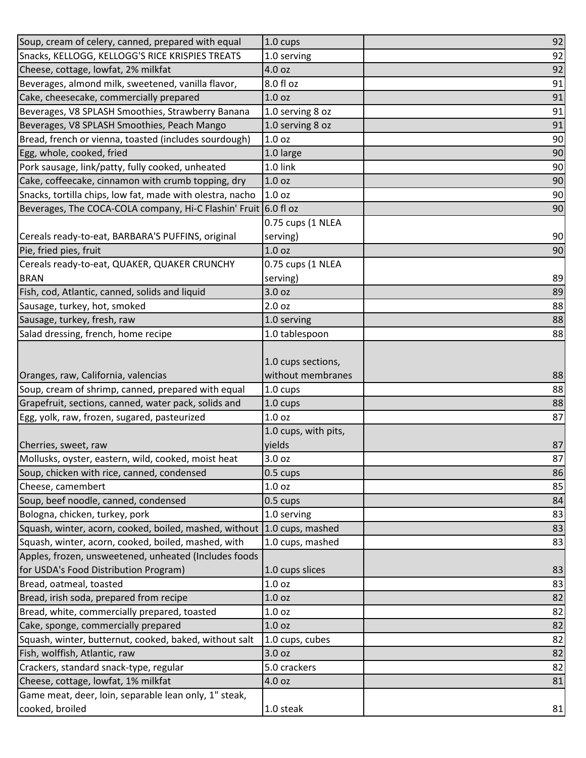| | | |
|---|---|---|
| Soup, cream of celery, canned, prepared with equal | 1.0 cups | 92 |
| Snacks, KELLOGG, KELLOGG'S RICE KRISPIES TREATS | 1.0 serving | 92 |
| Cheese, cottage, lowfat, 2% milkfat | 4.0 oz | 92 |
| Beverages, almond milk, sweetened, vanilla flavor, | 8.0 fl oz | 91 |
| Cake, cheesecake, commercially prepared | 1.0 oz | 91 |
| Beverages, V8 SPLASH Smoothies, Strawberry Banana | 1.0 serving 8 oz | 91 |
| Beverages, V8 SPLASH Smoothies, Peach Mango | 1.0 serving 8 oz | 91 |
| Bread, french or vienna, toasted (includes sourdough) | 1.0 oz | 90 |
| Egg, whole, cooked, fried | 1.0 large | 90 |
| Pork sausage, link/patty, fully cooked, unheated | 1.0 link | 90 |
| Cake, coffeecake, cinnamon with crumb topping, dry | 1.0 oz | 90 |
| Snacks, tortilla chips, low fat, made with olestra, nacho | 1.0 oz | 90 |
| Beverages, The COCA-COLA company, Hi-C Flashin' Fruit | 6.0 fl oz | 90 |
| Cereals ready-to-eat, BARBARA'S PUFFINS, original | 0.75 cups (1 NLEA serving) | 90 |
| Pie, fried pies, fruit | 1.0 oz | 90 |
| Cereals ready-to-eat, QUAKER, QUAKER CRUNCHY BRAN | 0.75 cups (1 NLEA serving) | 89 |
| Fish, cod, Atlantic, canned, solids and liquid | 3.0 oz | 89 |
| Sausage, turkey, hot, smoked | 2.0 oz | 88 |
| Sausage, turkey, fresh, raw | 1.0 serving | 88 |
| Salad dressing, french, home recipe | 1.0 tablespoon | 88 |
| Oranges, raw, California, valencias | 1.0 cups sections, without membranes | 88 |
| Soup, cream of shrimp, canned, prepared with equal | 1.0 cups | 88 |
| Grapefruit, sections, canned, water pack, solids and | 1.0 cups | 88 |
| Egg, yolk, raw, frozen, sugared, pasteurized | 1.0 oz | 87 |
| Cherries, sweet, raw | 1.0 cups, with pits, yields | 87 |
| Mollusks, oyster, eastern, wild, cooked, moist heat | 3.0 oz | 87 |
| Soup, chicken with rice, canned, condensed | 0.5 cups | 86 |
| Cheese, camembert | 1.0 oz | 85 |
| Soup, beef noodle, canned, condensed | 0.5 cups | 84 |
| Bologna, chicken, turkey, pork | 1.0 serving | 83 |
| Squash, winter, acorn, cooked, boiled, mashed, without | 1.0 cups, mashed | 83 |
| Squash, winter, acorn, cooked, boiled, mashed, with | 1.0 cups, mashed | 83 |
| Apples, frozen, unsweetened, unheated (Includes foods for USDA's Food Distribution Program) | 1.0 cups slices | 83 |
| Bread, oatmeal, toasted | 1.0 oz | 83 |
| Bread, irish soda, prepared from recipe | 1.0 oz | 82 |
| Bread, white, commercially prepared, toasted | 1.0 oz | 82 |
| Cake, sponge, commercially prepared | 1.0 oz | 82 |
| Squash, winter, butternut, cooked, baked, without salt | 1.0 cups, cubes | 82 |
| Fish, wolffish, Atlantic, raw | 3.0 oz | 82 |
| Crackers, standard snack-type, regular | 5.0 crackers | 82 |
| Cheese, cottage, lowfat, 1% milkfat | 4.0 oz | 81 |
| Game meat, deer, loin, separable lean only, 1" steak, cooked, broiled | 1.0 steak | 81 |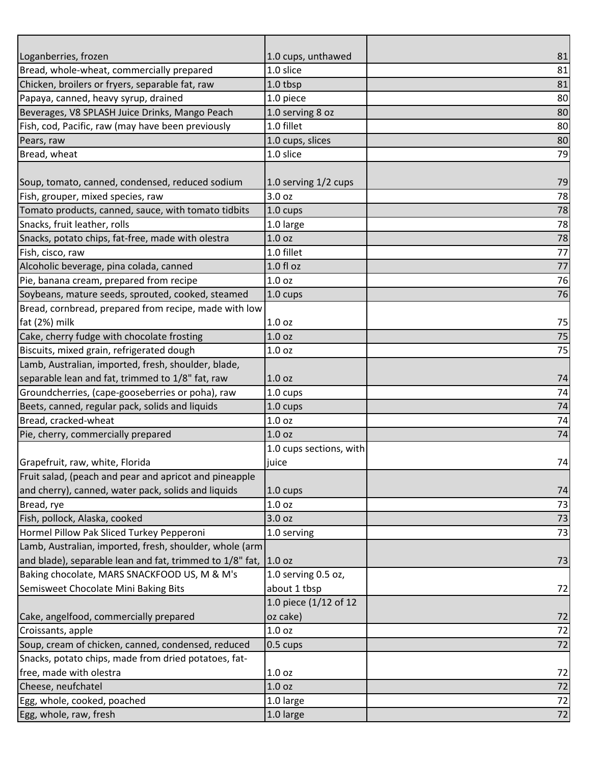| | | |
|---|---|---|
| Loganberries, frozen | 1.0 cups, unthawed | 81 |
| Bread, whole-wheat, commercially prepared | 1.0 slice | 81 |
| Chicken, broilers or fryers, separable fat, raw | 1.0 tbsp | 81 |
| Papaya, canned, heavy syrup, drained | 1.0 piece | 80 |
| Beverages, V8 SPLASH Juice Drinks, Mango Peach | 1.0 serving 8 oz | 80 |
| Fish, cod, Pacific, raw (may have been previously | 1.0 fillet | 80 |
| Pears, raw | 1.0 cups, slices | 80 |
| Bread, wheat | 1.0 slice | 79 |
| Soup, tomato, canned, condensed, reduced sodium | 1.0 serving 1/2 cups | 79 |
| Fish, grouper, mixed species, raw | 3.0 oz | 78 |
| Tomato products, canned, sauce, with tomato tidbits | 1.0 cups | 78 |
| Snacks, fruit leather, rolls | 1.0 large | 78 |
| Snacks, potato chips, fat-free, made with olestra | 1.0 oz | 78 |
| Fish, cisco, raw | 1.0 fillet | 77 |
| Alcoholic beverage, pina colada, canned | 1.0 fl oz | 77 |
| Pie, banana cream, prepared from recipe | 1.0 oz | 76 |
| Soybeans, mature seeds, sprouted, cooked, steamed | 1.0 cups | 76 |
| Bread, cornbread, prepared from recipe, made with low fat (2%) milk | 1.0 oz | 75 |
| Cake, cherry fudge with chocolate frosting | 1.0 oz | 75 |
| Biscuits, mixed grain, refrigerated dough | 1.0 oz | 75 |
| Lamb, Australian, imported, fresh, shoulder, blade, separable lean and fat, trimmed to 1/8" fat, raw | 1.0 oz | 74 |
| Groundcherries, (cape-gooseberries or poha), raw | 1.0 cups | 74 |
| Beets, canned, regular pack, solids and liquids | 1.0 cups | 74 |
| Bread, cracked-wheat | 1.0 oz | 74 |
| Pie, cherry, commercially prepared | 1.0 oz | 74 |
| Grapefruit, raw, white, Florida | 1.0 cups sections, with juice | 74 |
| Fruit salad, (peach and pear and apricot and pineapple and cherry), canned, water pack, solids and liquids | 1.0 cups | 74 |
| Bread, rye | 1.0 oz | 73 |
| Fish, pollock, Alaska, cooked | 3.0 oz | 73 |
| Hormel Pillow Pak Sliced Turkey Pepperoni | 1.0 serving | 73 |
| Lamb, Australian, imported, fresh, shoulder, whole (arm and blade), separable lean and fat, trimmed to 1/8" fat, | 1.0 oz | 73 |
| Baking chocolate, MARS SNACKFOOD US, M & M's Semisweet Chocolate Mini Baking Bits | 1.0 serving 0.5 oz, about 1 tbsp | 72 |
| Cake, angelfood, commercially prepared | 1.0 piece (1/12 of 12 oz cake) | 72 |
| Croissants, apple | 1.0 oz | 72 |
| Soup, cream of chicken, canned, condensed, reduced | 0.5 cups | 72 |
| Snacks, potato chips, made from dried potatoes, fat-free, made with olestra | 1.0 oz | 72 |
| Cheese, neufchatel | 1.0 oz | 72 |
| Egg, whole, cooked, poached | 1.0 large | 72 |
| Egg, whole, raw, fresh | 1.0 large | 72 |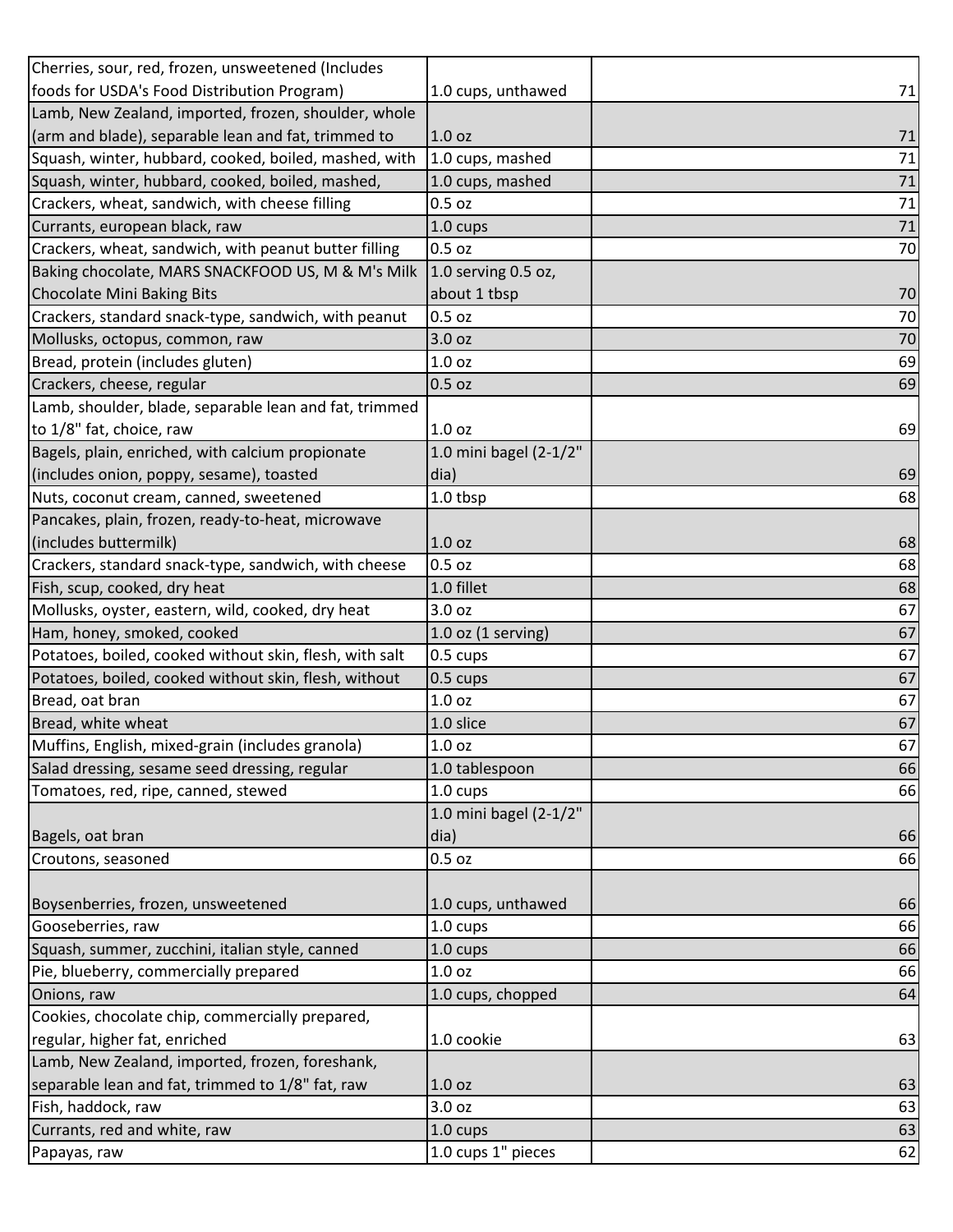| | | |
|---|---|---|
| Cherries, sour, red, frozen, unsweetened (Includes foods for USDA's Food Distribution Program) | 1.0 cups, unthawed | 71 |
| Lamb, New Zealand, imported, frozen, shoulder, whole (arm and blade), separable lean and fat, trimmed to | 1.0 oz | 71 |
| Squash, winter, hubbard, cooked, boiled, mashed, with | 1.0 cups, mashed | 71 |
| Squash, winter, hubbard, cooked, boiled, mashed, | 1.0 cups, mashed | 71 |
| Crackers, wheat, sandwich, with cheese filling | 0.5 oz | 71 |
| Currants, european black, raw | 1.0 cups | 71 |
| Crackers, wheat, sandwich, with peanut butter filling | 0.5 oz | 70 |
| Baking chocolate, MARS SNACKFOOD US, M & M's Milk Chocolate Mini Baking Bits | 1.0 serving 0.5 oz, about 1 tbsp | 70 |
| Crackers, standard snack-type, sandwich, with peanut | 0.5 oz | 70 |
| Mollusks, octopus, common, raw | 3.0 oz | 70 |
| Bread, protein (includes gluten) | 1.0 oz | 69 |
| Crackers, cheese, regular | 0.5 oz | 69 |
| Lamb, shoulder, blade, separable lean and fat, trimmed to 1/8" fat, choice, raw | 1.0 oz | 69 |
| Bagels, plain, enriched, with calcium propionate (includes onion, poppy, sesame), toasted | 1.0 mini bagel (2-1/2" dia) | 69 |
| Nuts, coconut cream, canned, sweetened | 1.0 tbsp | 68 |
| Pancakes, plain, frozen, ready-to-heat, microwave (includes buttermilk) | 1.0 oz | 68 |
| Crackers, standard snack-type, sandwich, with cheese | 0.5 oz | 68 |
| Fish, scup, cooked, dry heat | 1.0 fillet | 68 |
| Mollusks, oyster, eastern, wild, cooked, dry heat | 3.0 oz | 67 |
| Ham, honey, smoked, cooked | 1.0 oz (1 serving) | 67 |
| Potatoes, boiled, cooked without skin, flesh, with salt | 0.5 cups | 67 |
| Potatoes, boiled, cooked without skin, flesh, without | 0.5 cups | 67 |
| Bread, oat bran | 1.0 oz | 67 |
| Bread, white wheat | 1.0 slice | 67 |
| Muffins, English, mixed-grain (includes granola) | 1.0 oz | 67 |
| Salad dressing, sesame seed dressing, regular | 1.0 tablespoon | 66 |
| Tomatoes, red, ripe, canned, stewed | 1.0 cups | 66 |
| Bagels, oat bran | 1.0 mini bagel (2-1/2" dia) | 66 |
| Croutons, seasoned | 0.5 oz | 66 |
| Boysenberries, frozen, unsweetened | 1.0 cups, unthawed | 66 |
| Gooseberries, raw | 1.0 cups | 66 |
| Squash, summer, zucchini, italian style, canned | 1.0 cups | 66 |
| Pie, blueberry, commercially prepared | 1.0 oz | 66 |
| Onions, raw | 1.0 cups, chopped | 64 |
| Cookies, chocolate chip, commercially prepared, regular, higher fat, enriched | 1.0 cookie | 63 |
| Lamb, New Zealand, imported, frozen, foreshank, separable lean and fat, trimmed to 1/8" fat, raw | 1.0 oz | 63 |
| Fish, haddock, raw | 3.0 oz | 63 |
| Currants, red and white, raw | 1.0 cups | 63 |
| Papayas, raw | 1.0 cups 1" pieces | 62 |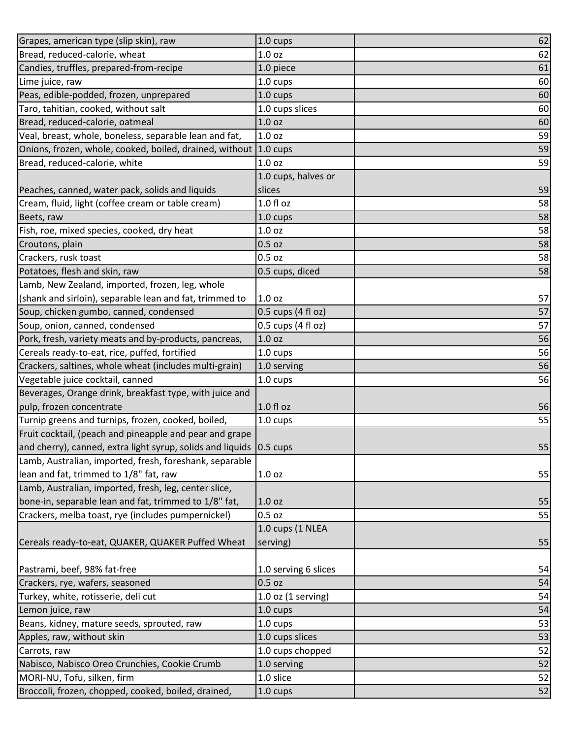| | | |
|---|---|---|
| Grapes, american type (slip skin), raw | 1.0 cups | 62 |
| Bread, reduced-calorie, wheat | 1.0 oz | 62 |
| Candies, truffles, prepared-from-recipe | 1.0 piece | 61 |
| Lime juice, raw | 1.0 cups | 60 |
| Peas, edible-podded, frozen, unprepared | 1.0 cups | 60 |
| Taro, tahitian, cooked, without salt | 1.0 cups slices | 60 |
| Bread, reduced-calorie, oatmeal | 1.0 oz | 60 |
| Veal, breast, whole, boneless, separable lean and fat, | 1.0 oz | 59 |
| Onions, frozen, whole, cooked, boiled, drained, without | 1.0 cups | 59 |
| Bread, reduced-calorie, white | 1.0 oz | 59 |
| Peaches, canned, water pack, solids and liquids | 1.0 cups, halves or slices | 59 |
| Cream, fluid, light (coffee cream or table cream) | 1.0 fl oz | 58 |
| Beets, raw | 1.0 cups | 58 |
| Fish, roe, mixed species, cooked, dry heat | 1.0 oz | 58 |
| Croutons, plain | 0.5 oz | 58 |
| Crackers, rusk toast | 0.5 oz | 58 |
| Potatoes, flesh and skin, raw | 0.5 cups, diced | 58 |
| Lamb, New Zealand, imported, frozen, leg, whole (shank and sirloin), separable lean and fat, trimmed to | 1.0 oz | 57 |
| Soup, chicken gumbo, canned, condensed | 0.5 cups (4 fl oz) | 57 |
| Soup, onion, canned, condensed | 0.5 cups (4 fl oz) | 57 |
| Pork, fresh, variety meats and by-products, pancreas, | 1.0 oz | 56 |
| Cereals ready-to-eat, rice, puffed, fortified | 1.0 cups | 56 |
| Crackers, saltines, whole wheat (includes multi-grain) | 1.0 serving | 56 |
| Vegetable juice cocktail, canned | 1.0 cups | 56 |
| Beverages, Orange drink, breakfast type, with juice and pulp, frozen concentrate | 1.0 fl oz | 56 |
| Turnip greens and turnips, frozen, cooked, boiled, | 1.0 cups | 55 |
| Fruit cocktail, (peach and pineapple and pear and grape and cherry), canned, extra light syrup, solids and liquids | 0.5 cups | 55 |
| Lamb, Australian, imported, fresh, foreshank, separable lean and fat, trimmed to 1/8" fat, raw | 1.0 oz | 55 |
| Lamb, Australian, imported, fresh, leg, center slice, bone-in, separable lean and fat, trimmed to 1/8" fat, | 1.0 oz | 55 |
| Crackers, melba toast, rye (includes pumpernickel) | 0.5 oz | 55 |
| Cereals ready-to-eat, QUAKER, QUAKER Puffed Wheat | 1.0 cups (1 NLEA serving) | 55 |
| Pastrami, beef, 98% fat-free | 1.0 serving 6 slices | 54 |
| Crackers, rye, wafers, seasoned | 0.5 oz | 54 |
| Turkey, white, rotisserie, deli cut | 1.0 oz (1 serving) | 54 |
| Lemon juice, raw | 1.0 cups | 54 |
| Beans, kidney, mature seeds, sprouted, raw | 1.0 cups | 53 |
| Apples, raw, without skin | 1.0 cups slices | 53 |
| Carrots, raw | 1.0 cups chopped | 52 |
| Nabisco, Nabisco Oreo Crunchies, Cookie Crumb | 1.0 serving | 52 |
| MORI-NU, Tofu, silken, firm | 1.0 slice | 52 |
| Broccoli, frozen, chopped, cooked, boiled, drained, | 1.0 cups | 52 |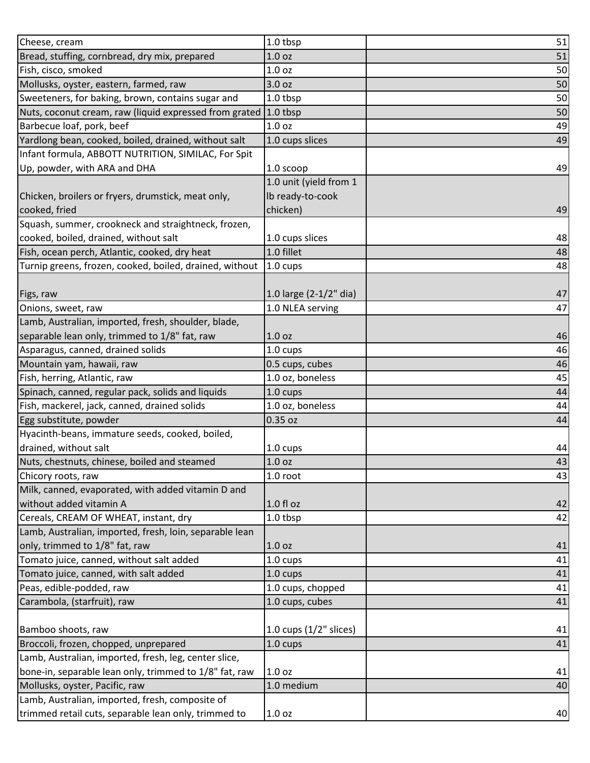| | | |
|---|---|---|
| Cheese, cream | 1.0 tbsp | 51 |
| Bread, stuffing, cornbread, dry mix, prepared | 1.0 oz | 51 |
| Fish, cisco, smoked | 1.0 oz | 50 |
| Mollusks, oyster, eastern, farmed, raw | 3.0 oz | 50 |
| Sweeteners, for baking, brown, contains sugar and | 1.0 tbsp | 50 |
| Nuts, coconut cream, raw (liquid expressed from grated | 1.0 tbsp | 50 |
| Barbecue loaf, pork, beef | 1.0 oz | 49 |
| Yardlong bean, cooked, boiled, drained, without salt | 1.0 cups slices | 49 |
| Infant formula, ABBOTT NUTRITION, SIMILAC, For Spit Up, powder, with ARA and DHA | 1.0 scoop | 49 |
| Chicken, broilers or fryers, drumstick, meat only, cooked, fried | 1.0 unit (yield from 1 lb ready-to-cook chicken) | 49 |
| Squash, summer, crookneck and straightneck, frozen, cooked, boiled, drained, without salt | 1.0 cups slices | 48 |
| Fish, ocean perch, Atlantic, cooked, dry heat | 1.0 fillet | 48 |
| Turnip greens, frozen, cooked, boiled, drained, without | 1.0 cups | 48 |
| Figs, raw | 1.0 large (2-1/2" dia) | 47 |
| Onions, sweet, raw | 1.0 NLEA serving | 47 |
| Lamb, Australian, imported, fresh, shoulder, blade, separable lean only, trimmed to 1/8" fat, raw | 1.0 oz | 46 |
| Asparagus, canned, drained solids | 1.0 cups | 46 |
| Mountain yam, hawaii, raw | 0.5 cups, cubes | 46 |
| Fish, herring, Atlantic, raw | 1.0 oz, boneless | 45 |
| Spinach, canned, regular pack, solids and liquids | 1.0 cups | 44 |
| Fish, mackerel, jack, canned, drained solids | 1.0 oz, boneless | 44 |
| Egg substitute, powder | 0.35 oz | 44 |
| Hyacinth-beans, immature seeds, cooked, boiled, drained, without salt | 1.0 cups | 44 |
| Nuts, chestnuts, chinese, boiled and steamed | 1.0 oz | 43 |
| Chicory roots, raw | 1.0 root | 43 |
| Milk, canned, evaporated, with added vitamin D and without added vitamin A | 1.0 fl oz | 42 |
| Cereals, CREAM OF WHEAT, instant, dry | 1.0 tbsp | 42 |
| Lamb, Australian, imported, fresh, loin, separable lean only, trimmed to 1/8" fat, raw | 1.0 oz | 41 |
| Tomato juice, canned, without salt added | 1.0 cups | 41 |
| Tomato juice, canned, with salt added | 1.0 cups | 41 |
| Peas, edible-podded, raw | 1.0 cups, chopped | 41 |
| Carambola, (starfruit), raw | 1.0 cups, cubes | 41 |
| Bamboo shoots, raw | 1.0 cups (1/2" slices) | 41 |
| Broccoli, frozen, chopped, unprepared | 1.0 cups | 41 |
| Lamb, Australian, imported, fresh, leg, center slice, bone-in, separable lean only, trimmed to 1/8" fat, raw | 1.0 oz | 41 |
| Mollusks, oyster, Pacific, raw | 1.0 medium | 40 |
| Lamb, Australian, imported, fresh, composite of trimmed retail cuts, separable lean only, trimmed to | 1.0 oz | 40 |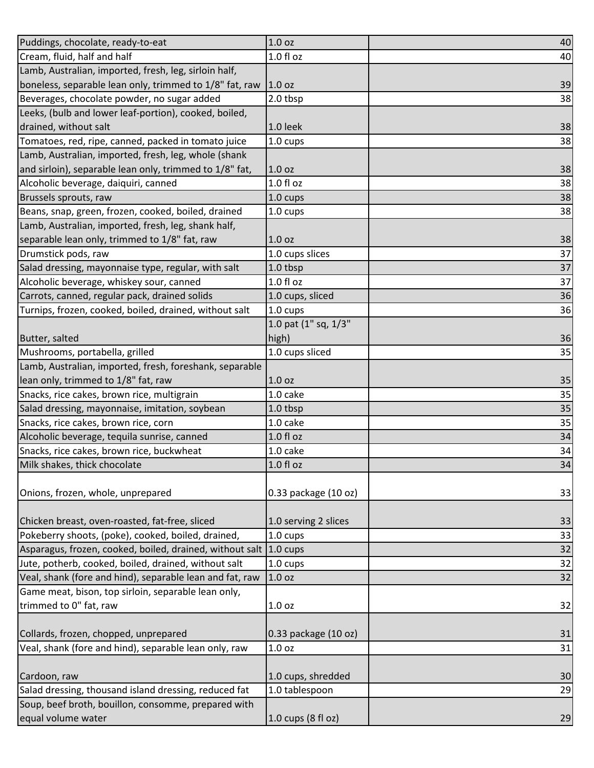| | | |
|---|---|---|
| Puddings, chocolate, ready-to-eat | 1.0 oz | 40 |
| Cream, fluid, half and half | 1.0 fl oz | 40 |
| Lamb, Australian, imported, fresh, leg, sirloin half, boneless, separable lean only, trimmed to 1/8" fat, raw | 1.0 oz | 39 |
| Beverages, chocolate powder, no sugar added | 2.0 tbsp | 38 |
| Leeks, (bulb and lower leaf-portion), cooked, boiled, drained, without salt | 1.0 leek | 38 |
| Tomatoes, red, ripe, canned, packed in tomato juice | 1.0 cups | 38 |
| Lamb, Australian, imported, fresh, leg, whole (shank and sirloin), separable lean only, trimmed to 1/8" fat, | 1.0 oz | 38 |
| Alcoholic beverage, daiquiri, canned | 1.0 fl oz | 38 |
| Brussels sprouts, raw | 1.0 cups | 38 |
| Beans, snap, green, frozen, cooked, boiled, drained | 1.0 cups | 38 |
| Lamb, Australian, imported, fresh, leg, shank half, separable lean only, trimmed to 1/8" fat, raw | 1.0 oz | 38 |
| Drumstick pods, raw | 1.0 cups slices | 37 |
| Salad dressing, mayonnaise type, regular, with salt | 1.0 tbsp | 37 |
| Alcoholic beverage, whiskey sour, canned | 1.0 fl oz | 37 |
| Carrots, canned, regular pack, drained solids | 1.0 cups, sliced | 36 |
| Turnips, frozen, cooked, boiled, drained, without salt | 1.0 cups | 36 |
| Butter, salted | 1.0 pat (1" sq, 1/3" high) | 36 |
| Mushrooms, portabella, grilled | 1.0 cups sliced | 35 |
| Lamb, Australian, imported, fresh, foreshank, separable lean only, trimmed to 1/8" fat, raw | 1.0 oz | 35 |
| Snacks, rice cakes, brown rice, multigrain | 1.0 cake | 35 |
| Salad dressing, mayonnaise, imitation, soybean | 1.0 tbsp | 35 |
| Snacks, rice cakes, brown rice, corn | 1.0 cake | 35 |
| Alcoholic beverage, tequila sunrise, canned | 1.0 fl oz | 34 |
| Snacks, rice cakes, brown rice, buckwheat | 1.0 cake | 34 |
| Milk shakes, thick chocolate | 1.0 fl oz | 34 |
| Onions, frozen, whole, unprepared | 0.33 package (10 oz) | 33 |
| Chicken breast, oven-roasted, fat-free, sliced | 1.0 serving 2 slices | 33 |
| Pokeberry shoots, (poke), cooked, boiled, drained, | 1.0 cups | 33 |
| Asparagus, frozen, cooked, boiled, drained, without salt | 1.0 cups | 32 |
| Jute, potherb, cooked, boiled, drained, without salt | 1.0 cups | 32 |
| Veal, shank (fore and hind), separable lean and fat, raw | 1.0 oz | 32 |
| Game meat, bison, top sirloin, separable lean only, trimmed to 0" fat, raw | 1.0 oz | 32 |
| Collards, frozen, chopped, unprepared | 0.33 package (10 oz) | 31 |
| Veal, shank (fore and hind), separable lean only, raw | 1.0 oz | 31 |
| Cardoon, raw | 1.0 cups, shredded | 30 |
| Salad dressing, thousand island dressing, reduced fat | 1.0 tablespoon | 29 |
| Soup, beef broth, bouillon, consomme, prepared with equal volume water | 1.0 cups (8 fl oz) | 29 |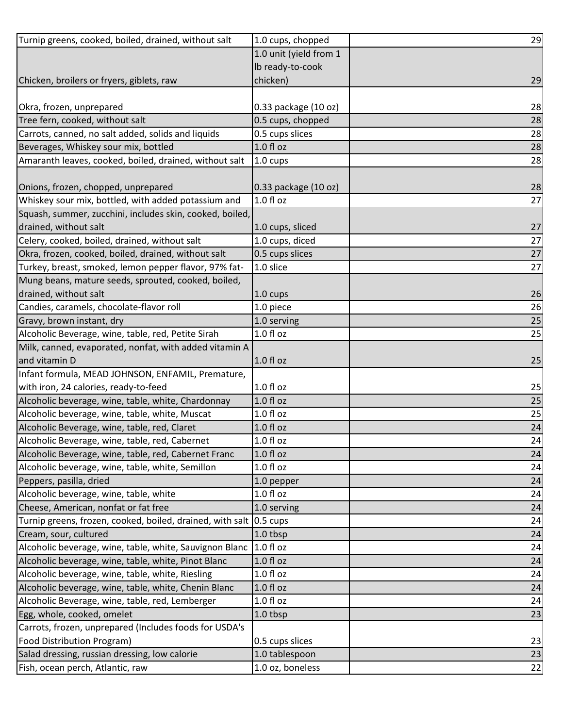| | | |
|---|---|---|
| Turnip greens, cooked, boiled, drained, without salt | 1.0 cups, chopped | 29 |
| Chicken, broilers or fryers, giblets, raw | 1.0 unit (yield from 1 lb ready-to-cook chicken) | 29 |
| Okra, frozen, unprepared | 0.33 package (10 oz) | 28 |
| Tree fern, cooked, without salt | 0.5 cups, chopped | 28 |
| Carrots, canned, no salt added, solids and liquids | 0.5 cups slices | 28 |
| Beverages, Whiskey sour mix, bottled | 1.0 fl oz | 28 |
| Amaranth leaves, cooked, boiled, drained, without salt | 1.0 cups | 28 |
| Onions, frozen, chopped, unprepared | 0.33 package (10 oz) | 28 |
| Whiskey sour mix, bottled, with added potassium and | 1.0 fl oz | 27 |
| Squash, summer, zucchini, includes skin, cooked, boiled, drained, without salt | 1.0 cups, sliced | 27 |
| Celery, cooked, boiled, drained, without salt | 1.0 cups, diced | 27 |
| Okra, frozen, cooked, boiled, drained, without salt | 0.5 cups slices | 27 |
| Turkey, breast, smoked, lemon pepper flavor, 97% fat- | 1.0 slice | 27 |
| Mung beans, mature seeds, sprouted, cooked, boiled, drained, without salt | 1.0 cups | 26 |
| Candies, caramels, chocolate-flavor roll | 1.0 piece | 26 |
| Gravy, brown instant, dry | 1.0 serving | 25 |
| Alcoholic Beverage, wine, table, red, Petite Sirah | 1.0 fl oz | 25 |
| Milk, canned, evaporated, nonfat, with added vitamin A and vitamin D | 1.0 fl oz | 25 |
| Infant formula, MEAD JOHNSON, ENFAMIL, Premature, with iron, 24 calories, ready-to-feed | 1.0 fl oz | 25 |
| Alcoholic beverage, wine, table, white, Chardonnay | 1.0 fl oz | 25 |
| Alcoholic beverage, wine, table, white, Muscat | 1.0 fl oz | 25 |
| Alcoholic Beverage, wine, table, red, Claret | 1.0 fl oz | 24 |
| Alcoholic Beverage, wine, table, red, Cabernet | 1.0 fl oz | 24 |
| Alcoholic Beverage, wine, table, red, Cabernet Franc | 1.0 fl oz | 24 |
| Alcoholic beverage, wine, table, white, Semillon | 1.0 fl oz | 24 |
| Peppers, pasilla, dried | 1.0 pepper | 24 |
| Alcoholic beverage, wine, table, white | 1.0 fl oz | 24 |
| Cheese, American, nonfat or fat free | 1.0 serving | 24 |
| Turnip greens, frozen, cooked, boiled, drained, with salt | 0.5 cups | 24 |
| Cream, sour, cultured | 1.0 tbsp | 24 |
| Alcoholic beverage, wine, table, white, Sauvignon Blanc | 1.0 fl oz | 24 |
| Alcoholic beverage, wine, table, white, Pinot Blanc | 1.0 fl oz | 24 |
| Alcoholic beverage, wine, table, white, Riesling | 1.0 fl oz | 24 |
| Alcoholic beverage, wine, table, white, Chenin Blanc | 1.0 fl oz | 24 |
| Alcoholic Beverage, wine, table, red, Lemberger | 1.0 fl oz | 24 |
| Egg, whole, cooked, omelet | 1.0 tbsp | 23 |
| Carrots, frozen, unprepared (Includes foods for USDA's Food Distribution Program) | 0.5 cups slices | 23 |
| Salad dressing, russian dressing, low calorie | 1.0 tablespoon | 23 |
| Fish, ocean perch, Atlantic, raw | 1.0 oz, boneless | 22 |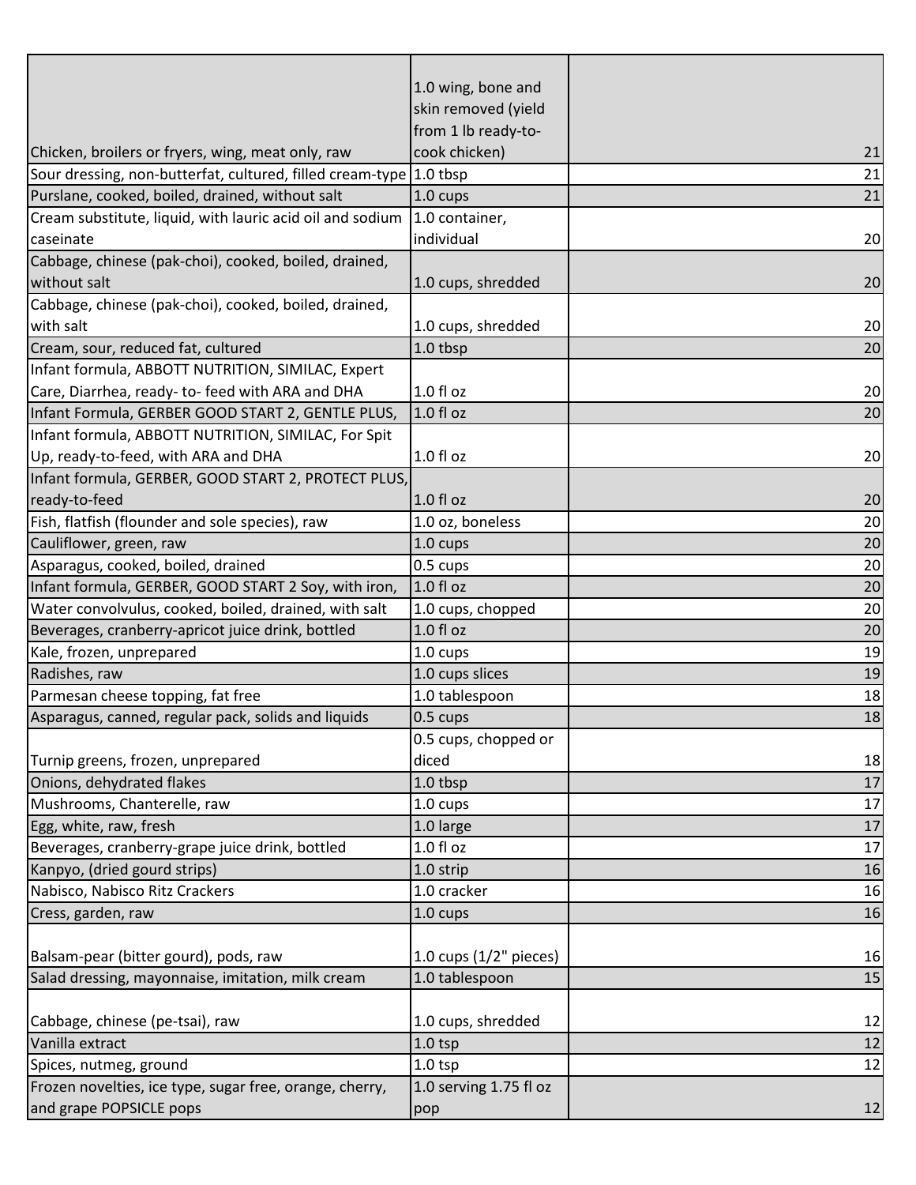| | | |
|---|---|---|
| Chicken, broilers or fryers, wing, meat only, raw | 1.0 wing, bone and skin removed (yield from 1 lb ready-to-cook chicken) | 21 |
| Sour dressing, non-butterfat, cultured, filled cream-type | 1.0 tbsp | 21 |
| Purslane, cooked, boiled, drained, without salt | 1.0 cups | 21 |
| Cream substitute, liquid, with lauric acid oil and sodium caseinate | 1.0 container, individual | 20 |
| Cabbage, chinese (pak-choi), cooked, boiled, drained, without salt | 1.0 cups, shredded | 20 |
| Cabbage, chinese (pak-choi), cooked, boiled, drained, with salt | 1.0 cups, shredded | 20 |
| Cream, sour, reduced fat, cultured | 1.0 tbsp | 20 |
| Infant formula, ABBOTT NUTRITION, SIMILAC, Expert Care, Diarrhea, ready- to- feed with ARA and DHA | 1.0 fl oz | 20 |
| Infant Formula, GERBER GOOD START 2, GENTLE PLUS, | 1.0 fl oz | 20 |
| Infant formula, ABBOTT NUTRITION, SIMILAC, For Spit Up, ready-to-feed, with ARA and DHA | 1.0 fl oz | 20 |
| Infant formula, GERBER, GOOD START 2, PROTECT PLUS, ready-to-feed | 1.0 fl oz | 20 |
| Fish, flatfish (flounder and sole species), raw | 1.0 oz, boneless | 20 |
| Cauliflower, green, raw | 1.0 cups | 20 |
| Asparagus, cooked, boiled, drained | 0.5 cups | 20 |
| Infant formula, GERBER, GOOD START 2 Soy, with iron, | 1.0 fl oz | 20 |
| Water convolvulus, cooked, boiled, drained, with salt | 1.0 cups, chopped | 20 |
| Beverages, cranberry-apricot juice drink, bottled | 1.0 fl oz | 20 |
| Kale, frozen, unprepared | 1.0 cups | 19 |
| Radishes, raw | 1.0 cups slices | 19 |
| Parmesan cheese topping, fat free | 1.0 tablespoon | 18 |
| Asparagus, canned, regular pack, solids and liquids | 0.5 cups | 18 |
| Turnip greens, frozen, unprepared | 0.5 cups, chopped or diced | 18 |
| Onions, dehydrated flakes | 1.0 tbsp | 17 |
| Mushrooms, Chanterelle, raw | 1.0 cups | 17 |
| Egg, white, raw, fresh | 1.0 large | 17 |
| Beverages, cranberry-grape juice drink, bottled | 1.0 fl oz | 17 |
| Kanpyo, (dried gourd strips) | 1.0 strip | 16 |
| Nabisco, Nabisco Ritz Crackers | 1.0 cracker | 16 |
| Cress, garden, raw | 1.0 cups | 16 |
| Balsam-pear (bitter gourd), pods, raw | 1.0 cups (1/2" pieces) | 16 |
| Salad dressing, mayonnaise, imitation, milk cream | 1.0 tablespoon | 15 |
| Cabbage, chinese (pe-tsai), raw | 1.0 cups, shredded | 12 |
| Vanilla extract | 1.0 tsp | 12 |
| Spices, nutmeg, ground | 1.0 tsp | 12 |
| Frozen novelties, ice type, sugar free, orange, cherry, and grape POPSICLE pops | 1.0 serving 1.75 fl oz pop | 12 |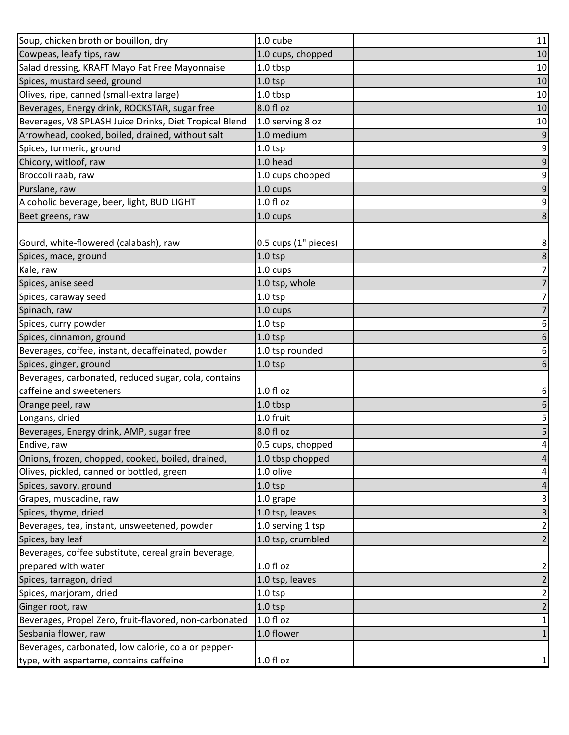| | | |
|---|---|---|
| Soup, chicken broth or bouillon, dry | 1.0 cube | 11 |
| Cowpeas, leafy tips, raw | 1.0 cups, chopped | 10 |
| Salad dressing, KRAFT Mayo Fat Free Mayonnaise | 1.0 tbsp | 10 |
| Spices, mustard seed, ground | 1.0 tsp | 10 |
| Olives, ripe, canned (small-extra large) | 1.0 tbsp | 10 |
| Beverages, Energy drink, ROCKSTAR, sugar free | 8.0 fl oz | 10 |
| Beverages, V8 SPLASH Juice Drinks, Diet Tropical Blend | 1.0 serving 8 oz | 10 |
| Arrowhead, cooked, boiled, drained, without salt | 1.0 medium | 9 |
| Spices, turmeric, ground | 1.0 tsp | 9 |
| Chicory, witloof, raw | 1.0 head | 9 |
| Broccoli raab, raw | 1.0 cups chopped | 9 |
| Purslane, raw | 1.0 cups | 9 |
| Alcoholic beverage, beer, light, BUD LIGHT | 1.0 fl oz | 9 |
| Beet greens, raw | 1.0 cups | 8 |
| Gourd, white-flowered (calabash), raw | 0.5 cups (1" pieces) | 8 |
| Spices, mace, ground | 1.0 tsp | 8 |
| Kale, raw | 1.0 cups | 7 |
| Spices, anise seed | 1.0 tsp, whole | 7 |
| Spices, caraway seed | 1.0 tsp | 7 |
| Spinach, raw | 1.0 cups | 7 |
| Spices, curry powder | 1.0 tsp | 6 |
| Spices, cinnamon, ground | 1.0 tsp | 6 |
| Beverages, coffee, instant, decaffeinated, powder | 1.0 tsp rounded | 6 |
| Spices, ginger, ground | 1.0 tsp | 6 |
| Beverages, carbonated, reduced sugar, cola, contains caffeine and sweeteners | 1.0 fl oz | 6 |
| Orange peel, raw | 1.0 tbsp | 6 |
| Longans, dried | 1.0 fruit | 5 |
| Beverages, Energy drink, AMP, sugar free | 8.0 fl oz | 5 |
| Endive, raw | 0.5 cups, chopped | 4 |
| Onions, frozen, chopped, cooked, boiled, drained, | 1.0 tbsp chopped | 4 |
| Olives, pickled, canned or bottled, green | 1.0 olive | 4 |
| Spices, savory, ground | 1.0 tsp | 4 |
| Grapes, muscadine, raw | 1.0 grape | 3 |
| Spices, thyme, dried | 1.0 tsp, leaves | 3 |
| Beverages, tea, instant, unsweetened, powder | 1.0 serving 1 tsp | 2 |
| Spices, bay leaf | 1.0 tsp, crumbled | 2 |
| Beverages, coffee substitute, cereal grain beverage, prepared with water | 1.0 fl oz | 2 |
| Spices, tarragon, dried | 1.0 tsp, leaves | 2 |
| Spices, marjoram, dried | 1.0 tsp | 2 |
| Ginger root, raw | 1.0 tsp | 2 |
| Beverages, Propel Zero, fruit-flavored, non-carbonated | 1.0 fl oz | 1 |
| Sesbania flower, raw | 1.0 flower | 1 |
| Beverages, carbonated, low calorie, cola or pepper-type, with aspartame, contains caffeine | 1.0 fl oz | 1 |